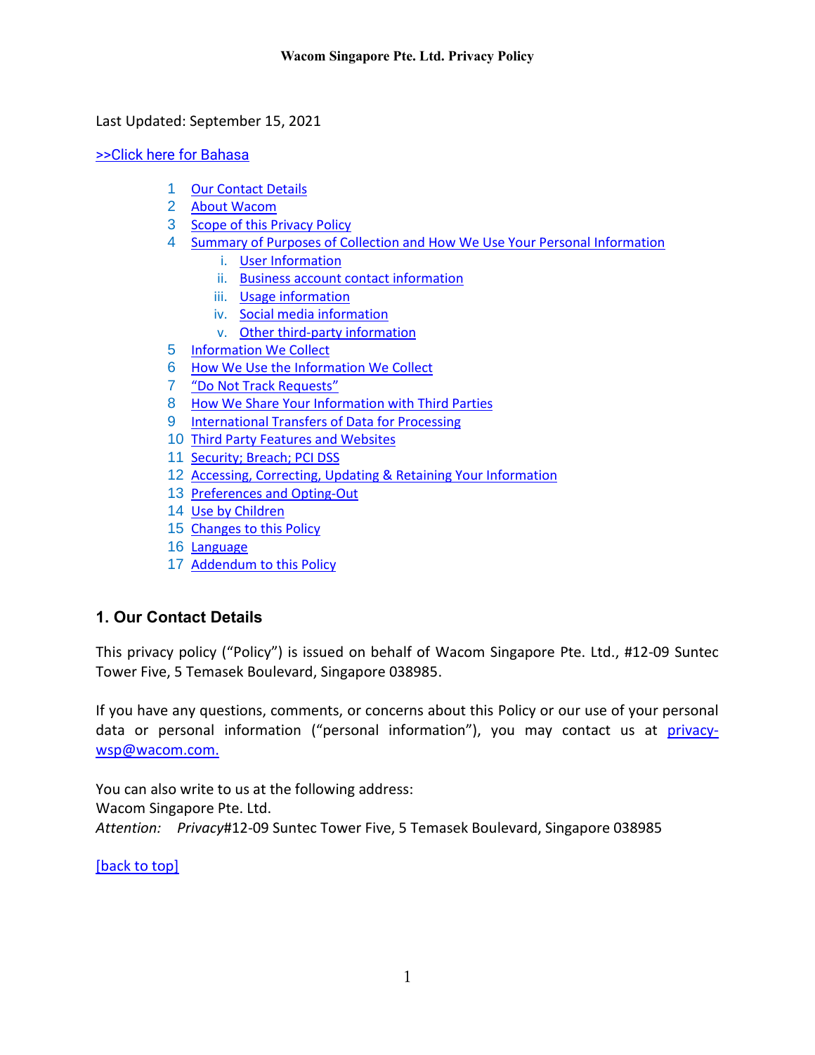# Wacom Singapore Pte. Ltd. Privacy Policy

Last Updated: September 15, 2021

>>Click here for Bahasa

1. Our Contact Details
2. About Wacom
3. Scope of this Privacy Policy
4. Summary of Purposes of Collection and How We Use Your Personal Information
   i. User Information
   ii. Business account contact information
   iii. Usage information
   iv. Social media information
   v. Other third-party information
5. Information We Collect
6. How We Use the Information We Collect
7. "Do Not Track Requests"
8. How We Share Your Information with Third Parties
9. International Transfers of Data for Processing
10. Third Party Features and Websites
11. Security; Breach; PCI DSS
12. Accessing, Correcting, Updating & Retaining Your Information
13. Preferences and Opting-Out
14. Use by Children
15. Changes to this Policy
16. Language
17. Addendum to this Policy

## 1. Our Contact Details

This privacy policy ("Policy") is issued on behalf of Wacom Singapore Pte. Ltd., #12-09 Suntec Tower Five, 5 Temasek Boulevard, Singapore 038985.

If you have any questions, comments, or concerns about this Policy or our use of your personal data or personal information ("personal information"), you may contact us at privacy-wsp@wacom.com.

You can also write to us at the following address:
Wacom Singapore Pte. Ltd.
*Attention: Privacy*#12-09 Suntec Tower Five, 5 Temasek Boulevard, Singapore 038985

[back to top]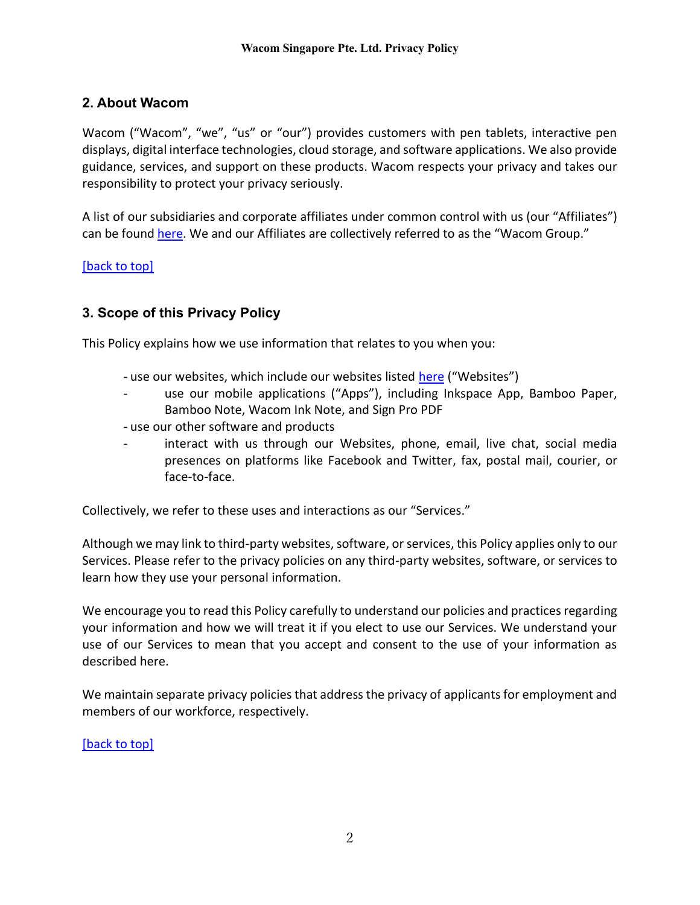## 2. About Wacom

Wacom ("Wacom", "we", "us" or "our") provides customers with pen tablets, interactive pen displays, digital interface technologies, cloud storage, and software applications. We also provide guidance, services, and support on these products. Wacom respects your privacy and takes our responsibility to protect your privacy seriously.

A list of our subsidiaries and corporate affiliates under common control with us (our "Affiliates") can be found here. We and our Affiliates are collectively referred to as the "Wacom Group."

[back to top]

## 3. Scope of this Privacy Policy

This Policy explains how we use information that relates to you when you:

- use our websites, which include our websites listed here ("Websites")
- use our mobile applications ("Apps"), including Inkspace App, Bamboo Paper, Bamboo Note, Wacom Ink Note, and Sign Pro PDF
- use our other software and products
- interact with us through our Websites, phone, email, live chat, social media presences on platforms like Facebook and Twitter, fax, postal mail, courier, or face-to-face.

Collectively, we refer to these uses and interactions as our "Services."

Although we may link to third-party websites, software, or services, this Policy applies only to our Services. Please refer to the privacy policies on any third-party websites, software, or services to learn how they use your personal information.

We encourage you to read this Policy carefully to understand our policies and practices regarding your information and how we will treat it if you elect to use our Services. We understand your use of our Services to mean that you accept and consent to the use of your information as described here.

We maintain separate privacy policies that address the privacy of applicants for employment and members of our workforce, respectively.

[back to top]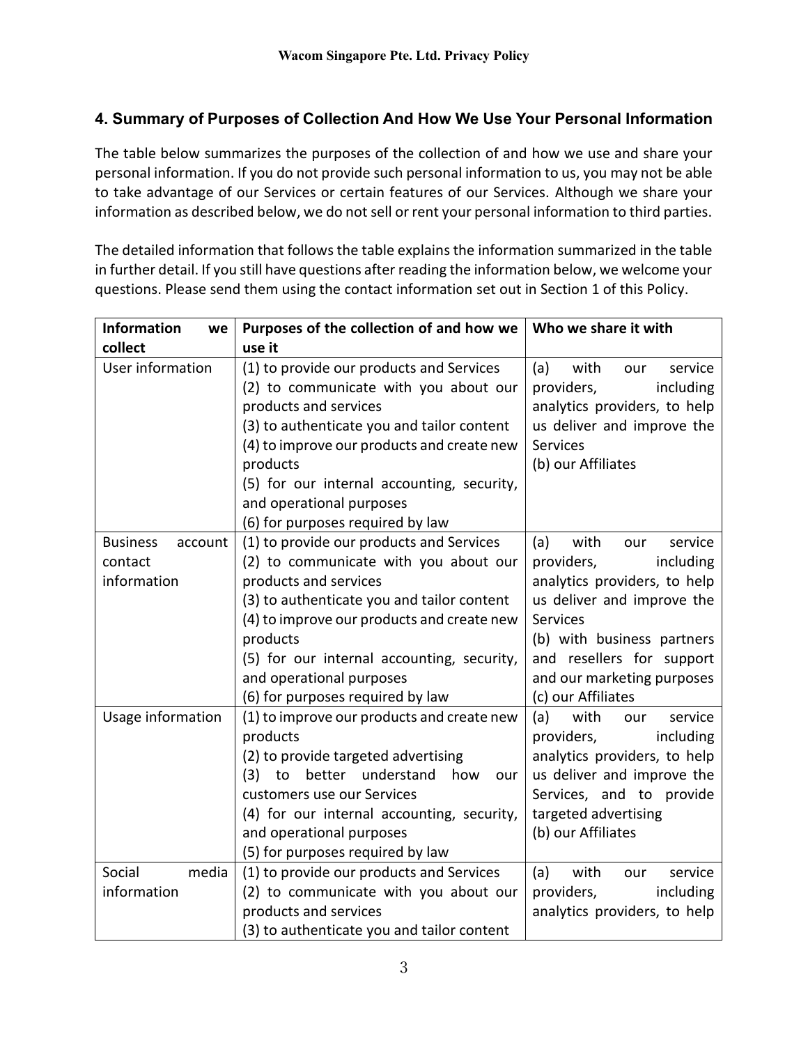## 4. Summary of Purposes of Collection And How We Use Your Personal Information

The table below summarizes the purposes of the collection of and how we use and share your personal information. If you do not provide such personal information to us, you may not be able to take advantage of our Services or certain features of our Services. Although we share your information as described below, we do not sell or rent your personal information to third parties.

The detailed information that follows the table explains the information summarized in the table in further detail. If you still have questions after reading the information below, we welcome your questions. Please send them using the contact information set out in Section 1 of this Policy.

| Information we collect | Purposes of the collection of and how we use it | Who we share it with |
|---|---|---|
| User information | (1) to provide our products and Services<br>(2) to communicate with you about our products and services<br>(3) to authenticate you and tailor content<br>(4) to improve our products and create new products<br>(5) for our internal accounting, security, and operational purposes<br>(6) for purposes required by law | (a) with our service providers, including analytics providers, to help us deliver and improve the Services<br>(b) our Affiliates |
| Business account contact information | (1) to provide our products and Services<br>(2) to communicate with you about our products and services<br>(3) to authenticate you and tailor content<br>(4) to improve our products and create new products<br>(5) for our internal accounting, security, and operational purposes<br>(6) for purposes required by law | (a) with our service providers, including analytics providers, to help us deliver and improve the Services<br>(b) with business partners and resellers for support and our marketing purposes<br>(c) our Affiliates |
| Usage information | (1) to improve our products and create new products<br>(2) to provide targeted advertising<br>(3) to better understand how our customers use our Services<br>(4) for our internal accounting, security, and operational purposes<br>(5) for purposes required by law | (a) with our service providers, including analytics providers, to help us deliver and improve the Services, and to provide targeted advertising<br>(b) our Affiliates |
| Social media information | (1) to provide our products and Services<br>(2) to communicate with you about our products and services<br>(3) to authenticate you and tailor content | (a) with our service providers, including analytics providers, to help |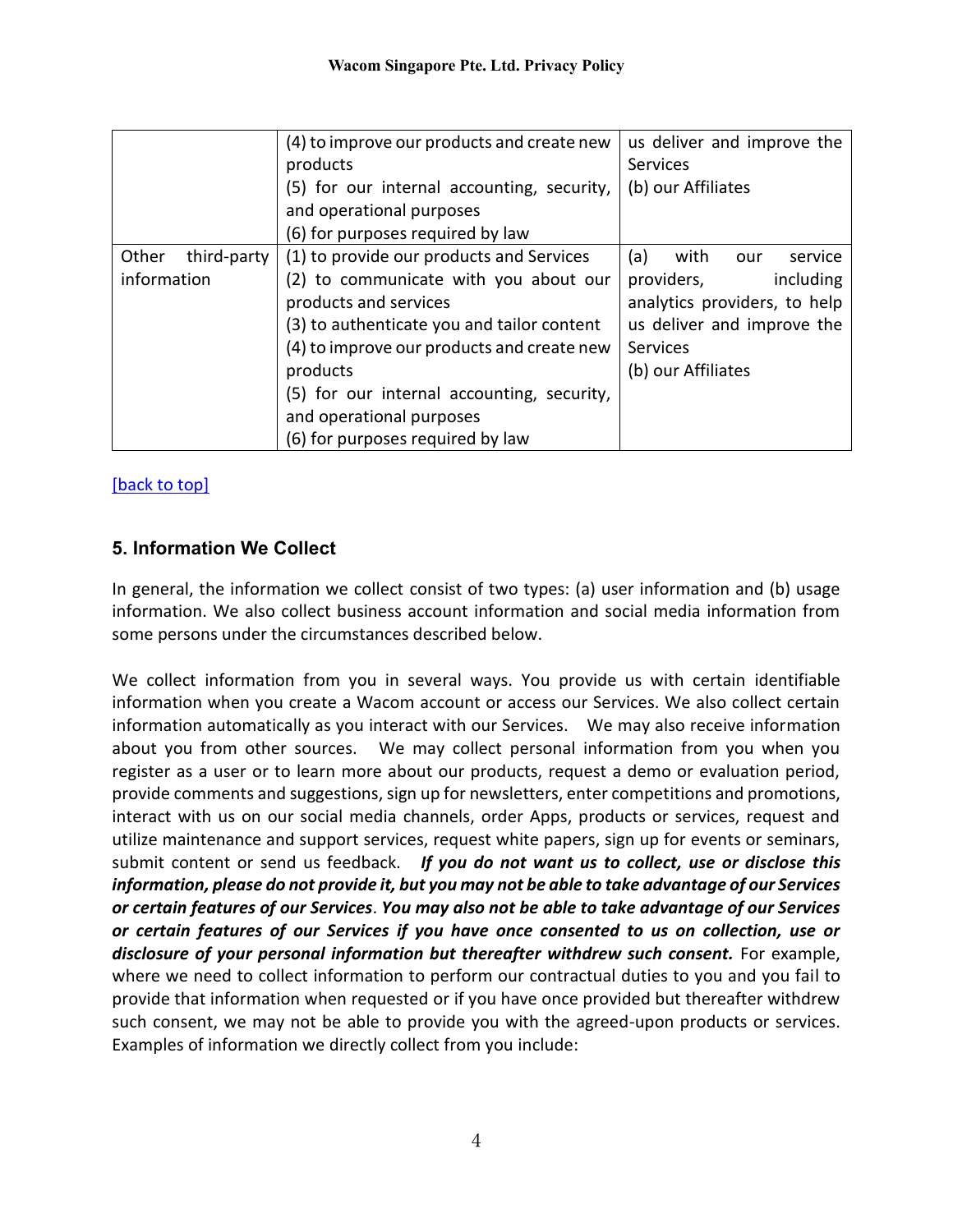| | | |
|---|---|---|
| | (4) to improve our products and create new products<br>(5) for our internal accounting, security, and operational purposes<br>(6) for purposes required by law | us deliver and improve the Services<br>(b) our Affiliates |
| Other third-party information | (1) to provide our products and Services<br>(2) to communicate with you about our products and services<br>(3) to authenticate you and tailor content<br>(4) to improve our products and create new products<br>(5) for our internal accounting, security, and operational purposes<br>(6) for purposes required by law | (a) with our service providers, including analytics providers, to help us deliver and improve the Services<br>(b) our Affiliates |

[back to top]

## 5. Information We Collect

In general, the information we collect consist of two types: (a) user information and (b) usage information. We also collect business account information and social media information from some persons under the circumstances described below.

We collect information from you in several ways. You provide us with certain identifiable information when you create a Wacom account or access our Services. We also collect certain information automatically as you interact with our Services. We may also receive information about you from other sources. We may collect personal information from you when you register as a user or to learn more about our products, request a demo or evaluation period, provide comments and suggestions, sign up for newsletters, enter competitions and promotions, interact with us on our social media channels, order Apps, products or services, request and utilize maintenance and support services, request white papers, sign up for events or seminars, submit content or send us feedback. ***If you do not want us to collect, use or disclose this information, please do not provide it, but you may not be able to take advantage of our Services or certain features of our Services***. ***You may also not be able to take advantage of our Services or certain features of our Services if you have once consented to us on collection, use or disclosure of your personal information but thereafter withdrew such consent.*** For example, where we need to collect information to perform our contractual duties to you and you fail to provide that information when requested or if you have once provided but thereafter withdrew such consent, we may not be able to provide you with the agreed-upon products or services. Examples of information we directly collect from you include: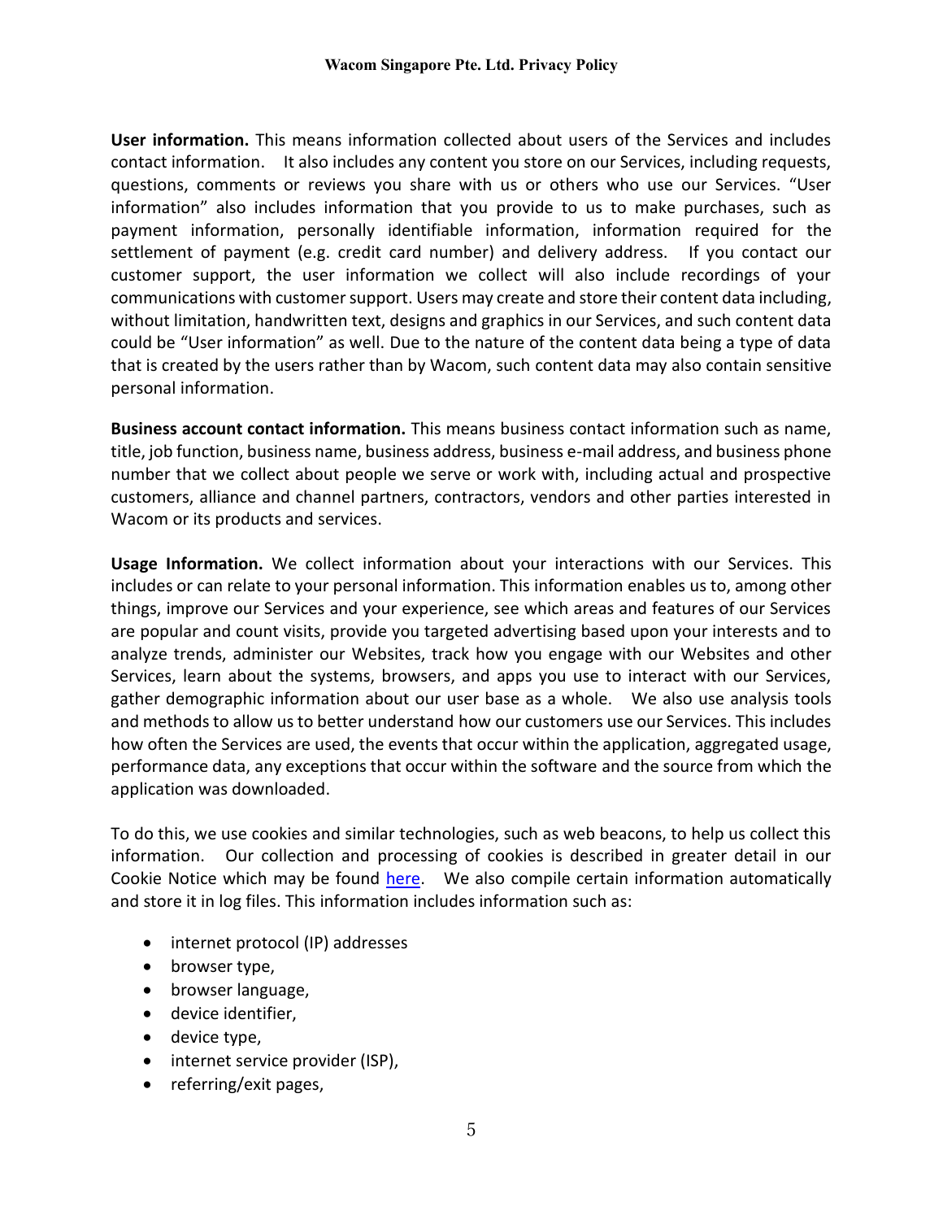**User information.** This means information collected about users of the Services and includes contact information. It also includes any content you store on our Services, including requests, questions, comments or reviews you share with us or others who use our Services. "User information" also includes information that you provide to us to make purchases, such as payment information, personally identifiable information, information required for the settlement of payment (e.g. credit card number) and delivery address. If you contact our customer support, the user information we collect will also include recordings of your communications with customer support. Users may create and store their content data including, without limitation, handwritten text, designs and graphics in our Services, and such content data could be "User information" as well. Due to the nature of the content data being a type of data that is created by the users rather than by Wacom, such content data may also contain sensitive personal information.

**Business account contact information.** This means business contact information such as name, title, job function, business name, business address, business e-mail address, and business phone number that we collect about people we serve or work with, including actual and prospective customers, alliance and channel partners, contractors, vendors and other parties interested in Wacom or its products and services.

**Usage Information.** We collect information about your interactions with our Services. This includes or can relate to your personal information. This information enables us to, among other things, improve our Services and your experience, see which areas and features of our Services are popular and count visits, provide you targeted advertising based upon your interests and to analyze trends, administer our Websites, track how you engage with our Websites and other Services, learn about the systems, browsers, and apps you use to interact with our Services, gather demographic information about our user base as a whole. We also use analysis tools and methods to allow us to better understand how our customers use our Services. This includes how often the Services are used, the events that occur within the application, aggregated usage, performance data, any exceptions that occur within the software and the source from which the application was downloaded.

To do this, we use cookies and similar technologies, such as web beacons, to help us collect this information. Our collection and processing of cookies is described in greater detail in our Cookie Notice which may be found here. We also compile certain information automatically and store it in log files. This information includes information such as:

- internet protocol (IP) addresses
- browser type,
- browser language,
- device identifier,
- device type,
- internet service provider (ISP),
- referring/exit pages,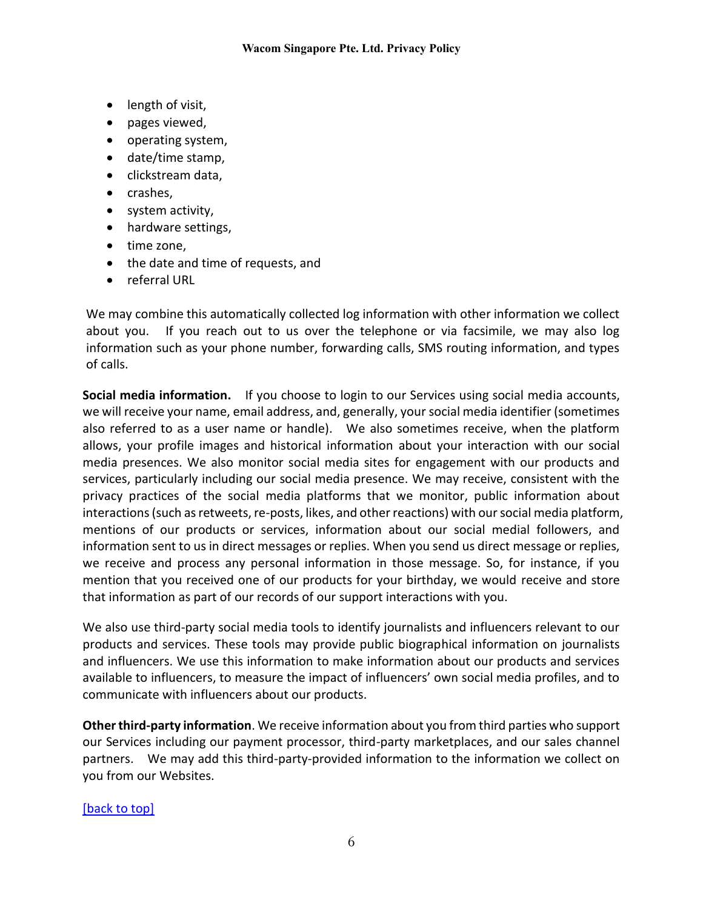- length of visit,
- pages viewed,
- operating system,
- date/time stamp,
- clickstream data,
- crashes,
- system activity,
- hardware settings,
- time zone,
- the date and time of requests, and
- referral URL

We may combine this automatically collected log information with other information we collect about you. If you reach out to us over the telephone or via facsimile, we may also log information such as your phone number, forwarding calls, SMS routing information, and types of calls.

**Social media information.** If you choose to login to our Services using social media accounts, we will receive your name, email address, and, generally, your social media identifier (sometimes also referred to as a user name or handle). We also sometimes receive, when the platform allows, your profile images and historical information about your interaction with our social media presences. We also monitor social media sites for engagement with our products and services, particularly including our social media presence. We may receive, consistent with the privacy practices of the social media platforms that we monitor, public information about interactions (such as retweets, re-posts, likes, and other reactions) with our social media platform, mentions of our products or services, information about our social medial followers, and information sent to us in direct messages or replies. When you send us direct message or replies, we receive and process any personal information in those message. So, for instance, if you mention that you received one of our products for your birthday, we would receive and store that information as part of our records of our support interactions with you.

We also use third-party social media tools to identify journalists and influencers relevant to our products and services. These tools may provide public biographical information on journalists and influencers. We use this information to make information about our products and services available to influencers, to measure the impact of influencers' own social media profiles, and to communicate with influencers about our products.

**Other third-party information**. We receive information about you from third parties who support our Services including our payment processor, third-party marketplaces, and our sales channel partners. We may add this third-party-provided information to the information we collect on you from our Websites.

[back to top]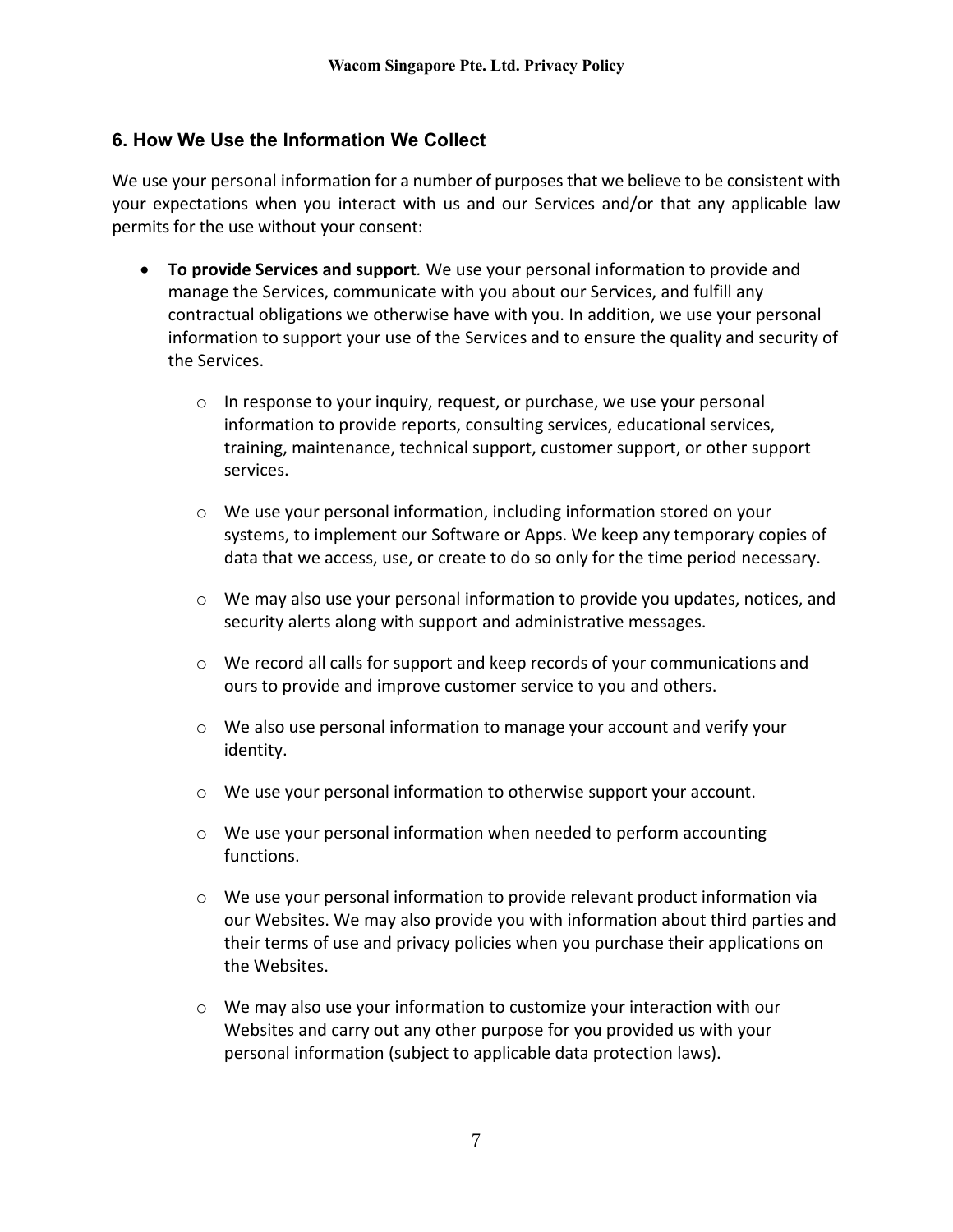## 6. How We Use the Information We Collect

We use your personal information for a number of purposes that we believe to be consistent with your expectations when you interact with us and our Services and/or that any applicable law permits for the use without your consent:

- **To provide Services and support**. We use your personal information to provide and manage the Services, communicate with you about our Services, and fulfill any contractual obligations we otherwise have with you. In addition, we use your personal information to support your use of the Services and to ensure the quality and security of the Services.
  - In response to your inquiry, request, or purchase, we use your personal information to provide reports, consulting services, educational services, training, maintenance, technical support, customer support, or other support services.
  - We use your personal information, including information stored on your systems, to implement our Software or Apps. We keep any temporary copies of data that we access, use, or create to do so only for the time period necessary.
  - We may also use your personal information to provide you updates, notices, and security alerts along with support and administrative messages.
  - We record all calls for support and keep records of your communications and ours to provide and improve customer service to you and others.
  - We also use personal information to manage your account and verify your identity.
  - We use your personal information to otherwise support your account.
  - We use your personal information when needed to perform accounting functions.
  - We use your personal information to provide relevant product information via our Websites. We may also provide you with information about third parties and their terms of use and privacy policies when you purchase their applications on the Websites.
  - We may also use your information to customize your interaction with our Websites and carry out any other purpose for you provided us with your personal information (subject to applicable data protection laws).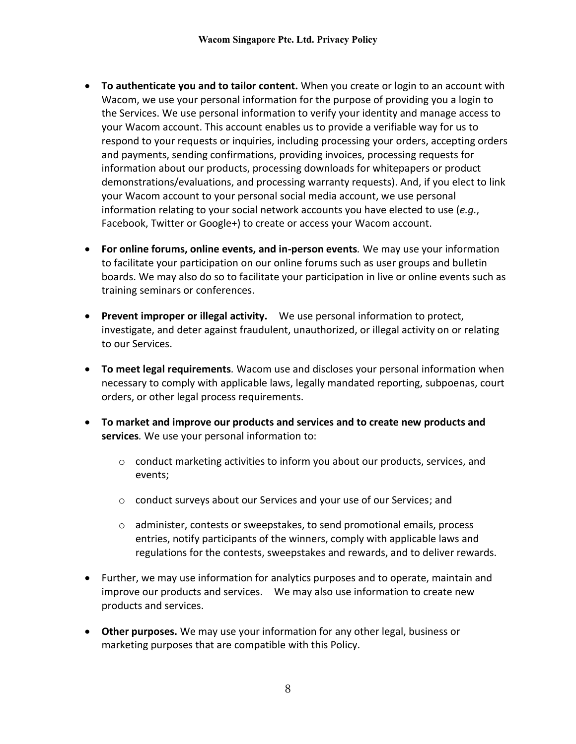- **To authenticate you and to tailor content.** When you create or login to an account with Wacom, we use your personal information for the purpose of providing you a login to the Services. We use personal information to verify your identity and manage access to your Wacom account. This account enables us to provide a verifiable way for us to respond to your requests or inquiries, including processing your orders, accepting orders and payments, sending confirmations, providing invoices, processing requests for information about our products, processing downloads for whitepapers or product demonstrations/evaluations, and processing warranty requests). And, if you elect to link your Wacom account to your personal social media account, we use personal information relating to your social network accounts you have elected to use (*e.g.*, Facebook, Twitter or Google+) to create or access your Wacom account.

- **For online forums, online events, and in-person events***.* We may use your information to facilitate your participation on our online forums such as user groups and bulletin boards. We may also do so to facilitate your participation in live or online events such as training seminars or conferences.

- **Prevent improper or illegal activity.** We use personal information to protect, investigate, and deter against fraudulent, unauthorized, or illegal activity on or relating to our Services.

- **To meet legal requirements***.* Wacom use and discloses your personal information when necessary to comply with applicable laws, legally mandated reporting, subpoenas, court orders, or other legal process requirements.

- **To market and improve our products and services and to create new products and services***.* We use your personal information to:

    - conduct marketing activities to inform you about our products, services, and events;

    - conduct surveys about our Services and your use of our Services; and

    - administer, contests or sweepstakes, to send promotional emails, process entries, notify participants of the winners, comply with applicable laws and regulations for the contests, sweepstakes and rewards, and to deliver rewards.

- Further, we may use information for analytics purposes and to operate, maintain and improve our products and services. We may also use information to create new products and services.

- **Other purposes.** We may use your information for any other legal, business or marketing purposes that are compatible with this Policy.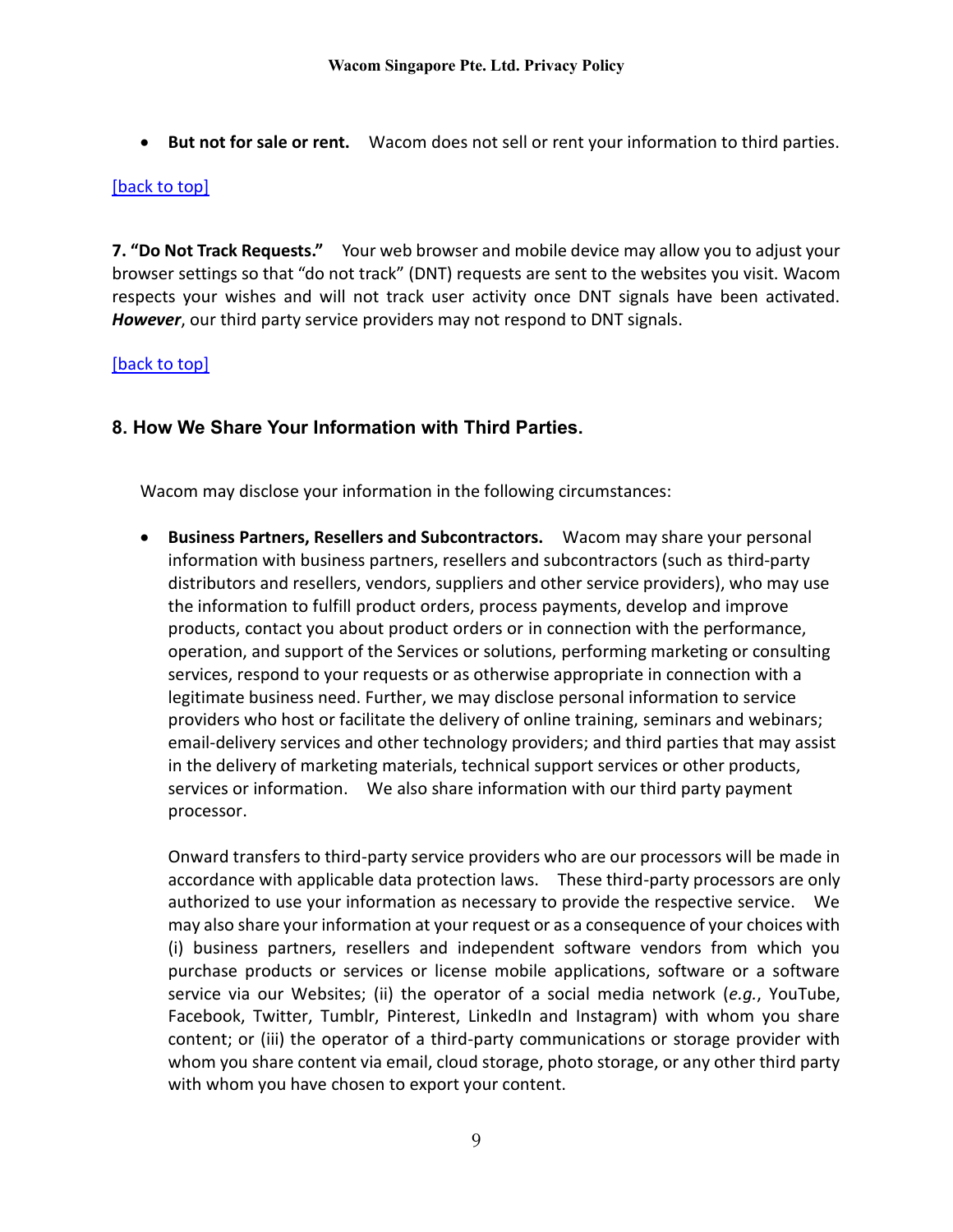- **But not for sale or rent.** Wacom does not sell or rent your information to third parties.

[back to top]

**7. "Do Not Track Requests."** Your web browser and mobile device may allow you to adjust your browser settings so that "do not track" (DNT) requests are sent to the websites you visit. Wacom respects your wishes and will not track user activity once DNT signals have been activated. ***However***, our third party service providers may not respond to DNT signals.

[back to top]

## 8. How We Share Your Information with Third Parties.

Wacom may disclose your information in the following circumstances:

- **Business Partners, Resellers and Subcontractors.** Wacom may share your personal information with business partners, resellers and subcontractors (such as third-party distributors and resellers, vendors, suppliers and other service providers), who may use the information to fulfill product orders, process payments, develop and improve products, contact you about product orders or in connection with the performance, operation, and support of the Services or solutions, performing marketing or consulting services, respond to your requests or as otherwise appropriate in connection with a legitimate business need. Further, we may disclose personal information to service providers who host or facilitate the delivery of online training, seminars and webinars; email-delivery services and other technology providers; and third parties that may assist in the delivery of marketing materials, technical support services or other products, services or information. We also share information with our third party payment processor.

  Onward transfers to third-party service providers who are our processors will be made in accordance with applicable data protection laws. These third-party processors are only authorized to use your information as necessary to provide the respective service. We may also share your information at your request or as a consequence of your choices with (i) business partners, resellers and independent software vendors from which you purchase products or services or license mobile applications, software or a software service via our Websites; (ii) the operator of a social media network (*e.g.*, YouTube, Facebook, Twitter, Tumblr, Pinterest, LinkedIn and Instagram) with whom you share content; or (iii) the operator of a third-party communications or storage provider with whom you share content via email, cloud storage, photo storage, or any other third party with whom you have chosen to export your content.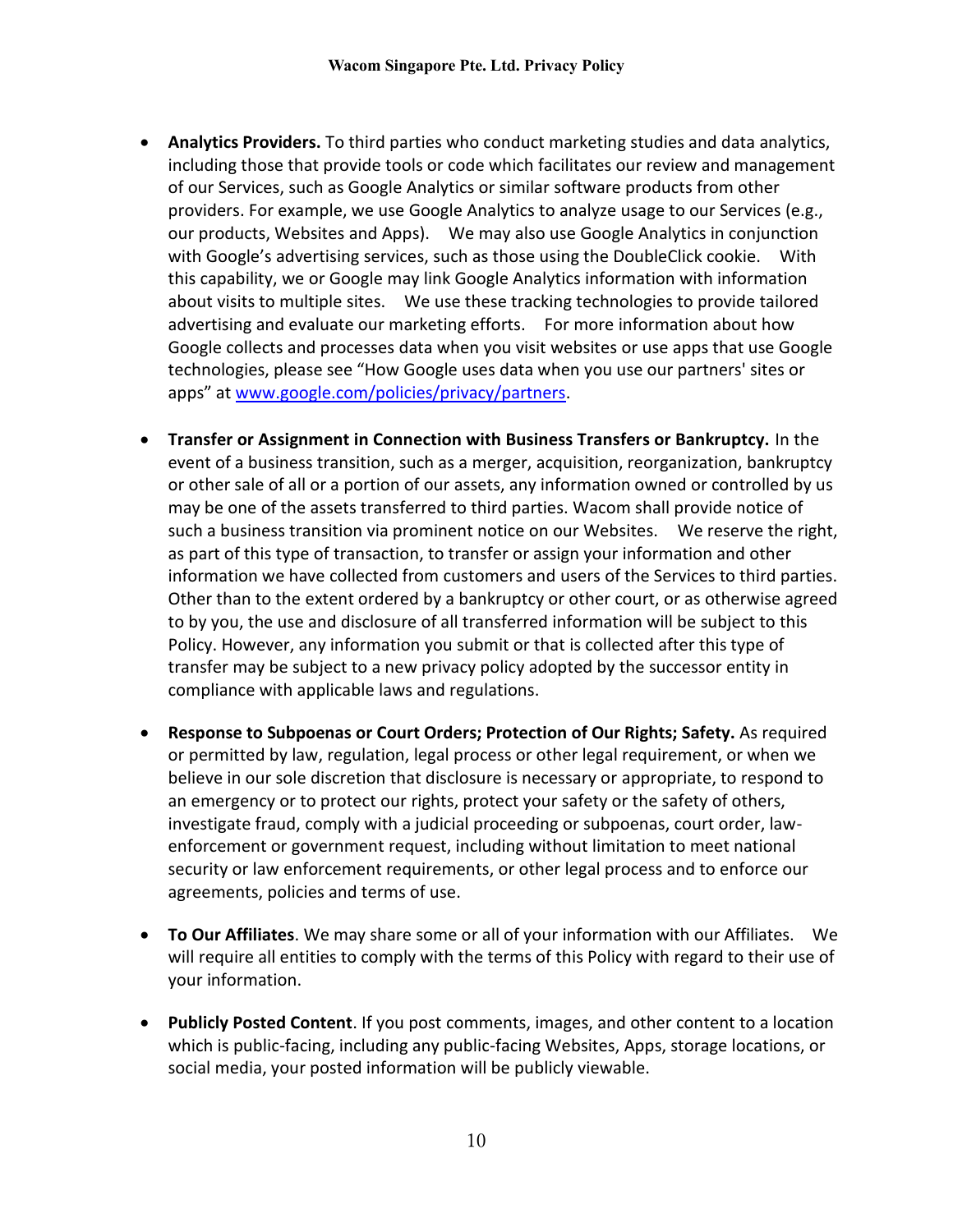- **Analytics Providers.** To third parties who conduct marketing studies and data analytics, including those that provide tools or code which facilitates our review and management of our Services, such as Google Analytics or similar software products from other providers. For example, we use Google Analytics to analyze usage to our Services (e.g., our products, Websites and Apps). We may also use Google Analytics in conjunction with Google's advertising services, such as those using the DoubleClick cookie. With this capability, we or Google may link Google Analytics information with information about visits to multiple sites. We use these tracking technologies to provide tailored advertising and evaluate our marketing efforts. For more information about how Google collects and processes data when you visit websites or use apps that use Google technologies, please see "How Google uses data when you use our partners' sites or apps" at [www.google.com/policies/privacy/partners](www.google.com/policies/privacy/partners).

- **Transfer or Assignment in Connection with Business Transfers or Bankruptcy.** In the event of a business transition, such as a merger, acquisition, reorganization, bankruptcy or other sale of all or a portion of our assets, any information owned or controlled by us may be one of the assets transferred to third parties. Wacom shall provide notice of such a business transition via prominent notice on our Websites. We reserve the right, as part of this type of transaction, to transfer or assign your information and other information we have collected from customers and users of the Services to third parties. Other than to the extent ordered by a bankruptcy or other court, or as otherwise agreed to by you, the use and disclosure of all transferred information will be subject to this Policy. However, any information you submit or that is collected after this type of transfer may be subject to a new privacy policy adopted by the successor entity in compliance with applicable laws and regulations.

- **Response to Subpoenas or Court Orders; Protection of Our Rights; Safety.** As required or permitted by law, regulation, legal process or other legal requirement, or when we believe in our sole discretion that disclosure is necessary or appropriate, to respond to an emergency or to protect our rights, protect your safety or the safety of others, investigate fraud, comply with a judicial proceeding or subpoenas, court order, law-enforcement or government request, including without limitation to meet national security or law enforcement requirements, or other legal process and to enforce our agreements, policies and terms of use.

- **To Our Affiliates**. We may share some or all of your information with our Affiliates. We will require all entities to comply with the terms of this Policy with regard to their use of your information.

- **Publicly Posted Content**. If you post comments, images, and other content to a location which is public-facing, including any public-facing Websites, Apps, storage locations, or social media, your posted information will be publicly viewable.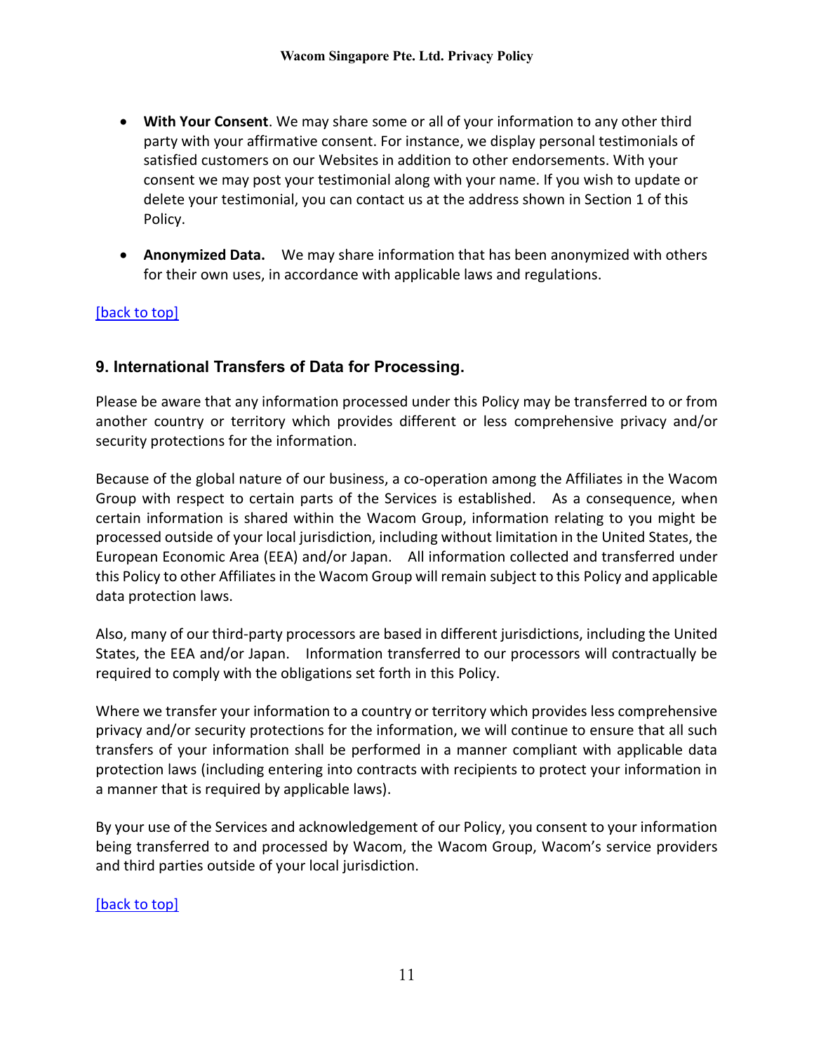- **With Your Consent**. We may share some or all of your information to any other third party with your affirmative consent. For instance, we display personal testimonials of satisfied customers on our Websites in addition to other endorsements. With your consent we may post your testimonial along with your name. If you wish to update or delete your testimonial, you can contact us at the address shown in Section 1 of this Policy.

- **Anonymized Data.** We may share information that has been anonymized with others for their own uses, in accordance with applicable laws and regulations.

[back to top]

## 9. International Transfers of Data for Processing.

Please be aware that any information processed under this Policy may be transferred to or from another country or territory which provides different or less comprehensive privacy and/or security protections for the information.

Because of the global nature of our business, a co-operation among the Affiliates in the Wacom Group with respect to certain parts of the Services is established. As a consequence, when certain information is shared within the Wacom Group, information relating to you might be processed outside of your local jurisdiction, including without limitation in the United States, the European Economic Area (EEA) and/or Japan. All information collected and transferred under this Policy to other Affiliates in the Wacom Group will remain subject to this Policy and applicable data protection laws.

Also, many of our third-party processors are based in different jurisdictions, including the United States, the EEA and/or Japan. Information transferred to our processors will contractually be required to comply with the obligations set forth in this Policy.

Where we transfer your information to a country or territory which provides less comprehensive privacy and/or security protections for the information, we will continue to ensure that all such transfers of your information shall be performed in a manner compliant with applicable data protection laws (including entering into contracts with recipients to protect your information in a manner that is required by applicable laws).

By your use of the Services and acknowledgement of our Policy, you consent to your information being transferred to and processed by Wacom, the Wacom Group, Wacom's service providers and third parties outside of your local jurisdiction.

[back to top]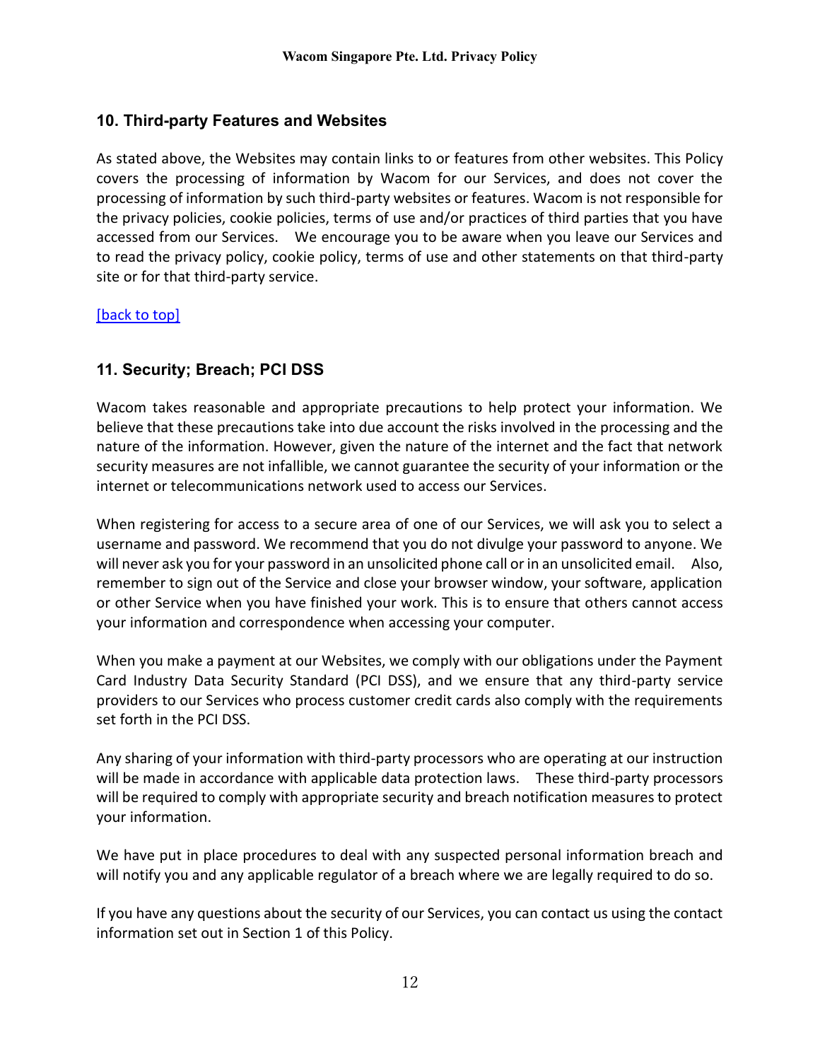## 10. Third-party Features and Websites

As stated above, the Websites may contain links to or features from other websites. This Policy covers the processing of information by Wacom for our Services, and does not cover the processing of information by such third-party websites or features. Wacom is not responsible for the privacy policies, cookie policies, terms of use and/or practices of third parties that you have accessed from our Services. We encourage you to be aware when you leave our Services and to read the privacy policy, cookie policy, terms of use and other statements on that third-party site or for that third-party service.

[back to top]

## 11. Security; Breach; PCI DSS

Wacom takes reasonable and appropriate precautions to help protect your information. We believe that these precautions take into due account the risks involved in the processing and the nature of the information. However, given the nature of the internet and the fact that network security measures are not infallible, we cannot guarantee the security of your information or the internet or telecommunications network used to access our Services.

When registering for access to a secure area of one of our Services, we will ask you to select a username and password. We recommend that you do not divulge your password to anyone. We will never ask you for your password in an unsolicited phone call or in an unsolicited email. Also, remember to sign out of the Service and close your browser window, your software, application or other Service when you have finished your work. This is to ensure that others cannot access your information and correspondence when accessing your computer.

When you make a payment at our Websites, we comply with our obligations under the Payment Card Industry Data Security Standard (PCI DSS), and we ensure that any third-party service providers to our Services who process customer credit cards also comply with the requirements set forth in the PCI DSS.

Any sharing of your information with third-party processors who are operating at our instruction will be made in accordance with applicable data protection laws. These third-party processors will be required to comply with appropriate security and breach notification measures to protect your information.

We have put in place procedures to deal with any suspected personal information breach and will notify you and any applicable regulator of a breach where we are legally required to do so.

If you have any questions about the security of our Services, you can contact us using the contact information set out in Section 1 of this Policy.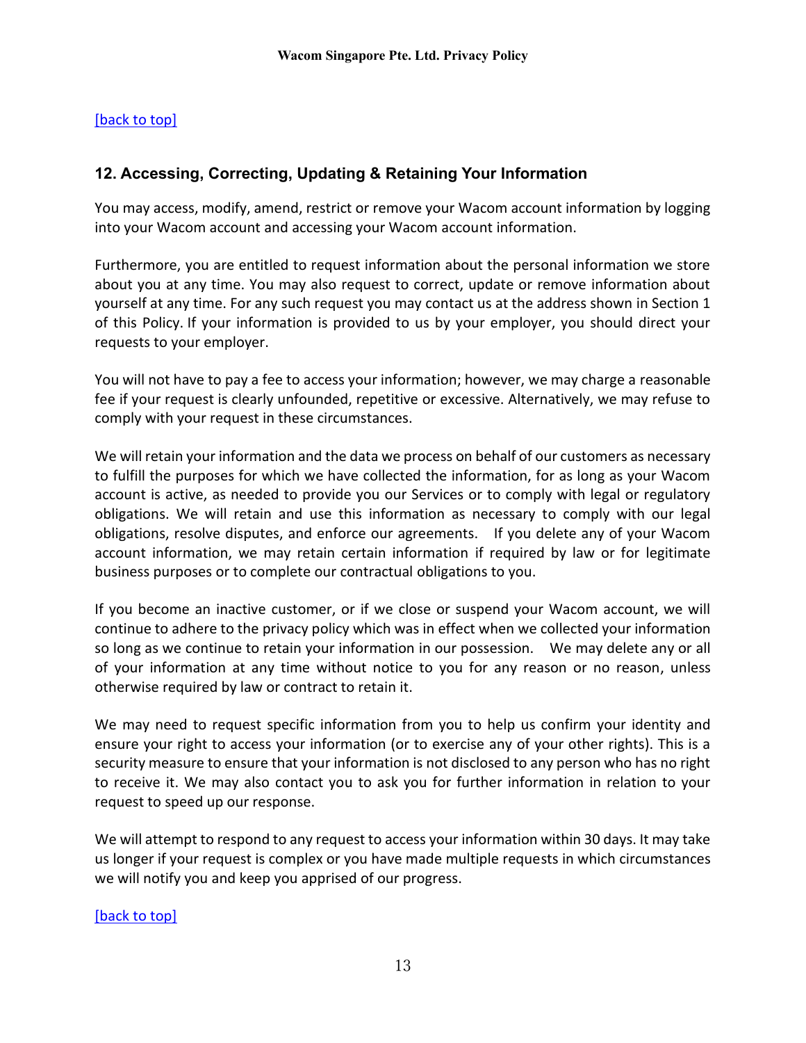[back to top]

## 12. Accessing, Correcting, Updating & Retaining Your Information

You may access, modify, amend, restrict or remove your Wacom account information by logging into your Wacom account and accessing your Wacom account information.

Furthermore, you are entitled to request information about the personal information we store about you at any time. You may also request to correct, update or remove information about yourself at any time. For any such request you may contact us at the address shown in Section 1 of this Policy. If your information is provided to us by your employer, you should direct your requests to your employer.

You will not have to pay a fee to access your information; however, we may charge a reasonable fee if your request is clearly unfounded, repetitive or excessive. Alternatively, we may refuse to comply with your request in these circumstances.

We will retain your information and the data we process on behalf of our customers as necessary to fulfill the purposes for which we have collected the information, for as long as your Wacom account is active, as needed to provide you our Services or to comply with legal or regulatory obligations. We will retain and use this information as necessary to comply with our legal obligations, resolve disputes, and enforce our agreements. If you delete any of your Wacom account information, we may retain certain information if required by law or for legitimate business purposes or to complete our contractual obligations to you.

If you become an inactive customer, or if we close or suspend your Wacom account, we will continue to adhere to the privacy policy which was in effect when we collected your information so long as we continue to retain your information in our possession. We may delete any or all of your information at any time without notice to you for any reason or no reason, unless otherwise required by law or contract to retain it.

We may need to request specific information from you to help us confirm your identity and ensure your right to access your information (or to exercise any of your other rights). This is a security measure to ensure that your information is not disclosed to any person who has no right to receive it. We may also contact you to ask you for further information in relation to your request to speed up our response.

We will attempt to respond to any request to access your information within 30 days. It may take us longer if your request is complex or you have made multiple requests in which circumstances we will notify you and keep you apprised of our progress.

[back to top]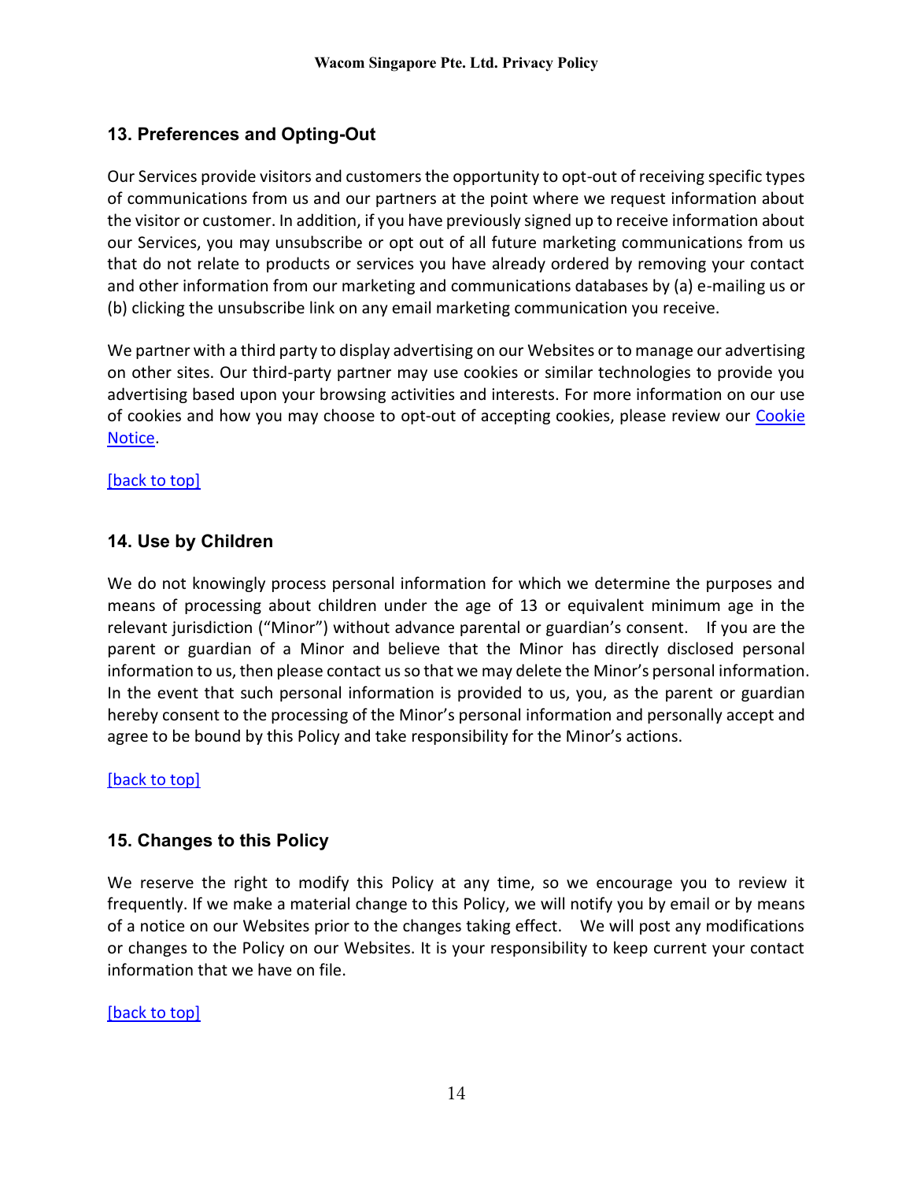## 13. Preferences and Opting-Out

Our Services provide visitors and customers the opportunity to opt-out of receiving specific types of communications from us and our partners at the point where we request information about the visitor or customer. In addition, if you have previously signed up to receive information about our Services, you may unsubscribe or opt out of all future marketing communications from us that do not relate to products or services you have already ordered by removing your contact and other information from our marketing and communications databases by (a) e-mailing us or (b) clicking the unsubscribe link on any email marketing communication you receive.

We partner with a third party to display advertising on our Websites or to manage our advertising on other sites. Our third-party partner may use cookies or similar technologies to provide you advertising based upon your browsing activities and interests. For more information on our use of cookies and how you may choose to opt-out of accepting cookies, please review our Cookie Notice.

[back to top]

## 14. Use by Children

We do not knowingly process personal information for which we determine the purposes and means of processing about children under the age of 13 or equivalent minimum age in the relevant jurisdiction ("Minor") without advance parental or guardian's consent. If you are the parent or guardian of a Minor and believe that the Minor has directly disclosed personal information to us, then please contact us so that we may delete the Minor's personal information. In the event that such personal information is provided to us, you, as the parent or guardian hereby consent to the processing of the Minor's personal information and personally accept and agree to be bound by this Policy and take responsibility for the Minor's actions.

[back to top]

## 15. Changes to this Policy

We reserve the right to modify this Policy at any time, so we encourage you to review it frequently. If we make a material change to this Policy, we will notify you by email or by means of a notice on our Websites prior to the changes taking effect. We will post any modifications or changes to the Policy on our Websites. It is your responsibility to keep current your contact information that we have on file.

[back to top]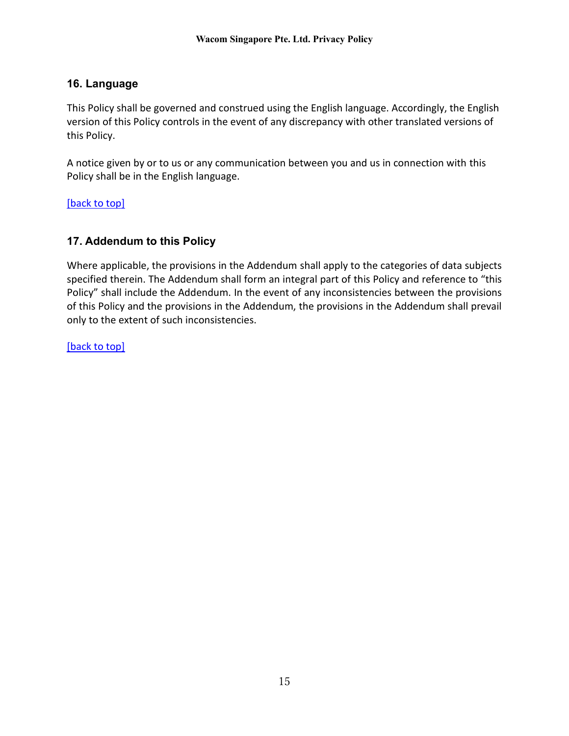## 16. Language

This Policy shall be governed and construed using the English language. Accordingly, the English version of this Policy controls in the event of any discrepancy with other translated versions of this Policy.

A notice given by or to us or any communication between you and us in connection with this Policy shall be in the English language.

[back to top]

## 17. Addendum to this Policy

Where applicable, the provisions in the Addendum shall apply to the categories of data subjects specified therein. The Addendum shall form an integral part of this Policy and reference to "this Policy" shall include the Addendum. In the event of any inconsistencies between the provisions of this Policy and the provisions in the Addendum, the provisions in the Addendum shall prevail only to the extent of such inconsistencies.

[back to top]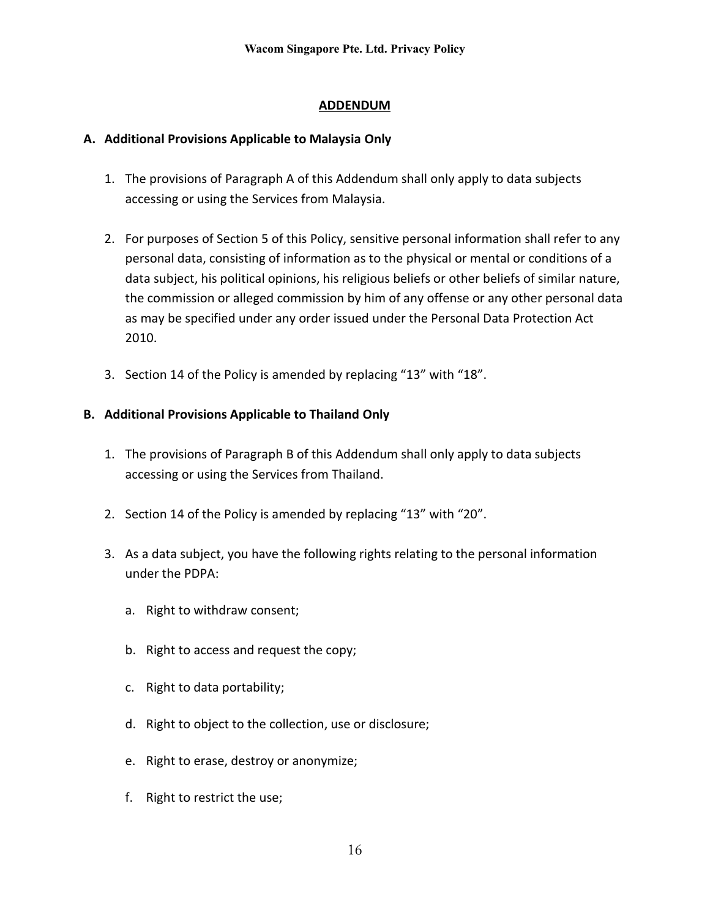## ADDENDUM

### A. Additional Provisions Applicable to Malaysia Only

1. The provisions of Paragraph A of this Addendum shall only apply to data subjects accessing or using the Services from Malaysia.

2. For purposes of Section 5 of this Policy, sensitive personal information shall refer to any personal data, consisting of information as to the physical or mental or conditions of a data subject, his political opinions, his religious beliefs or other beliefs of similar nature, the commission or alleged commission by him of any offense or any other personal data as may be specified under any order issued under the Personal Data Protection Act 2010.

3. Section 14 of the Policy is amended by replacing "13" with "18".

### B. Additional Provisions Applicable to Thailand Only

1. The provisions of Paragraph B of this Addendum shall only apply to data subjects accessing or using the Services from Thailand.

2. Section 14 of the Policy is amended by replacing "13" with "20".

3. As a data subject, you have the following rights relating to the personal information under the PDPA:

   a. Right to withdraw consent;

   b. Right to access and request the copy;

   c. Right to data portability;

   d. Right to object to the collection, use or disclosure;

   e. Right to erase, destroy or anonymize;

   f. Right to restrict the use;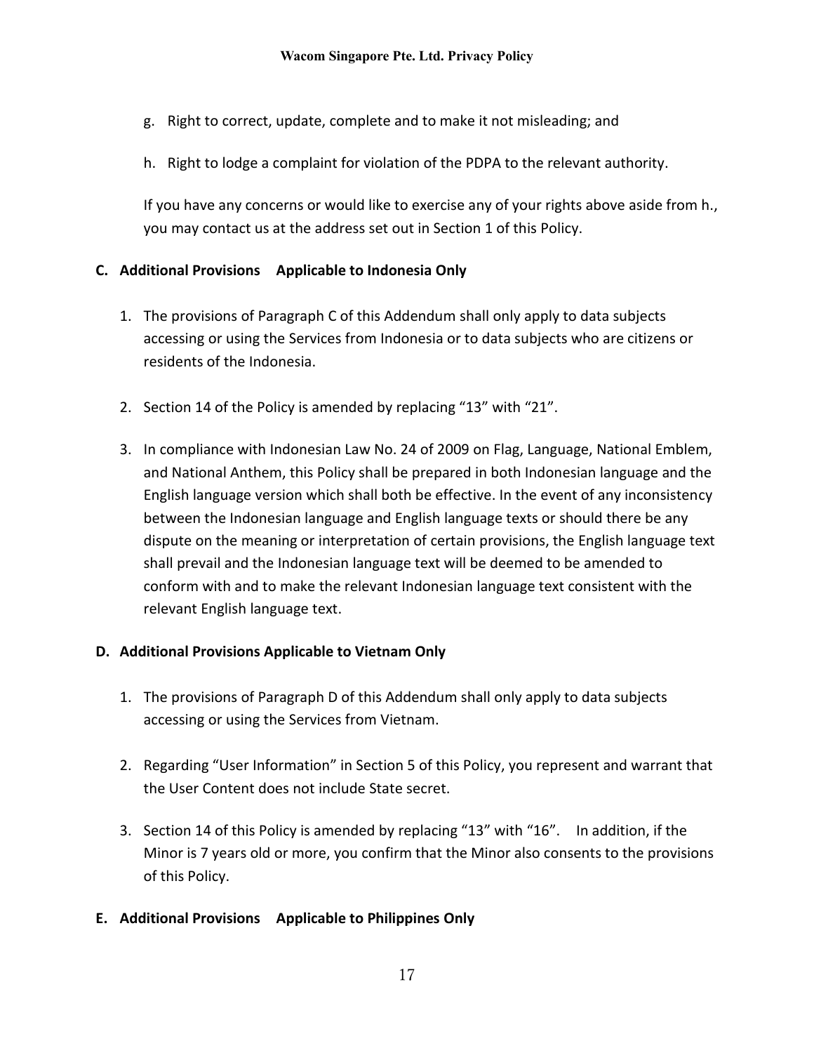g. Right to correct, update, complete and to make it not misleading; and

h. Right to lodge a complaint for violation of the PDPA to the relevant authority.

If you have any concerns or would like to exercise any of your rights above aside from h., you may contact us at the address set out in Section 1 of this Policy.

**C. Additional Provisions Applicable to Indonesia Only**

1. The provisions of Paragraph C of this Addendum shall only apply to data subjects accessing or using the Services from Indonesia or to data subjects who are citizens or residents of the Indonesia.

2. Section 14 of the Policy is amended by replacing "13" with "21".

3. In compliance with Indonesian Law No. 24 of 2009 on Flag, Language, National Emblem, and National Anthem, this Policy shall be prepared in both Indonesian language and the English language version which shall both be effective. In the event of any inconsistency between the Indonesian language and English language texts or should there be any dispute on the meaning or interpretation of certain provisions, the English language text shall prevail and the Indonesian language text will be deemed to be amended to conform with and to make the relevant Indonesian language text consistent with the relevant English language text.

**D. Additional Provisions Applicable to Vietnam Only**

1. The provisions of Paragraph D of this Addendum shall only apply to data subjects accessing or using the Services from Vietnam.

2. Regarding "User Information" in Section 5 of this Policy, you represent and warrant that the User Content does not include State secret.

3. Section 14 of this Policy is amended by replacing "13" with "16". In addition, if the Minor is 7 years old or more, you confirm that the Minor also consents to the provisions of this Policy.

**E. Additional Provisions Applicable to Philippines Only**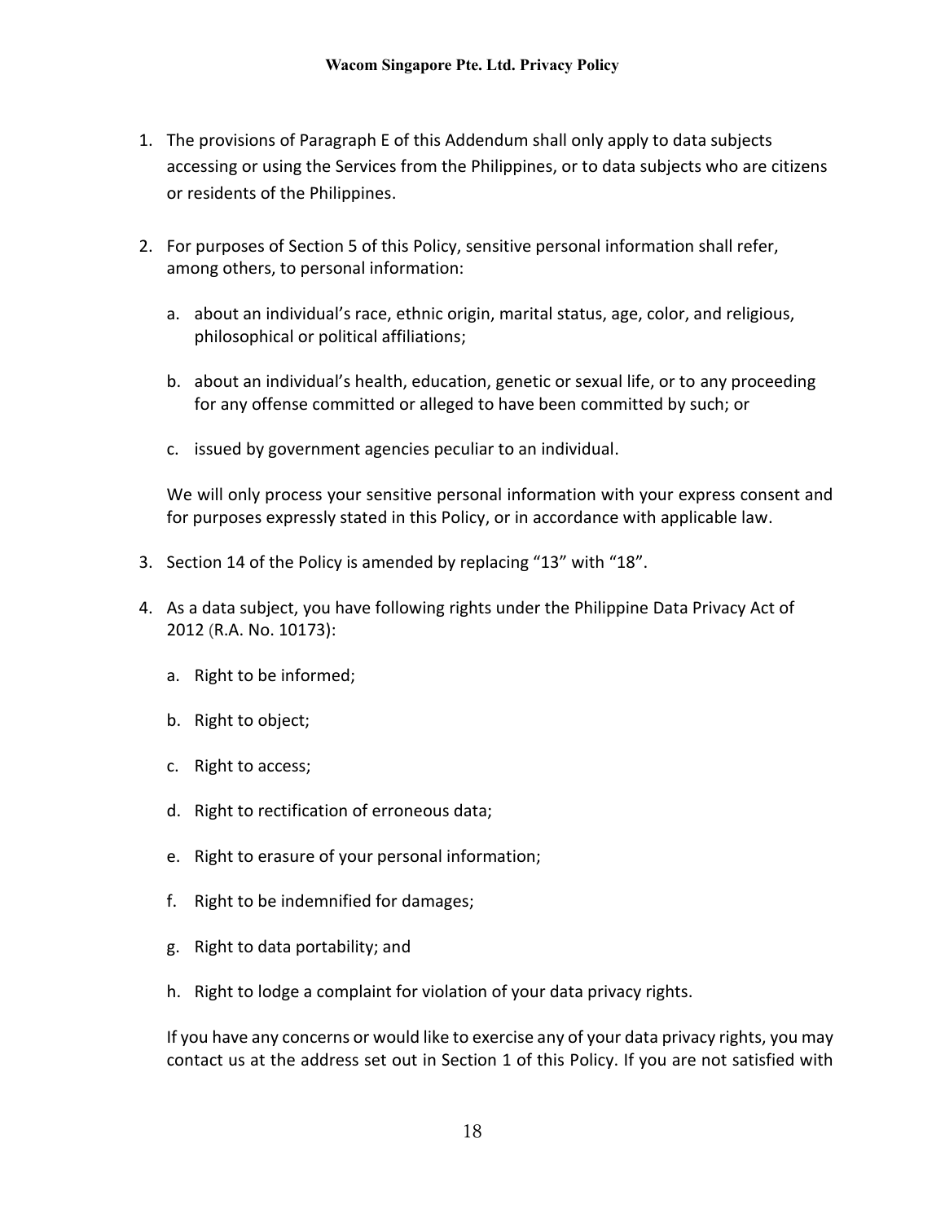1. The provisions of Paragraph E of this Addendum shall only apply to data subjects accessing or using the Services from the Philippines, or to data subjects who are citizens or residents of the Philippines.

2. For purposes of Section 5 of this Policy, sensitive personal information shall refer, among others, to personal information:

   a. about an individual's race, ethnic origin, marital status, age, color, and religious, philosophical or political affiliations;

   b. about an individual's health, education, genetic or sexual life, or to any proceeding for any offense committed or alleged to have been committed by such; or

   c. issued by government agencies peculiar to an individual.

   We will only process your sensitive personal information with your express consent and for purposes expressly stated in this Policy, or in accordance with applicable law.

3. Section 14 of the Policy is amended by replacing "13" with "18".

4. As a data subject, you have following rights under the Philippine Data Privacy Act of 2012 (R.A. No. 10173):

   a. Right to be informed;

   b. Right to object;

   c. Right to access;

   d. Right to rectification of erroneous data;

   e. Right to erasure of your personal information;

   f. Right to be indemnified for damages;

   g. Right to data portability; and

   h. Right to lodge a complaint for violation of your data privacy rights.

   If you have any concerns or would like to exercise any of your data privacy rights, you may contact us at the address set out in Section 1 of this Policy. If you are not satisfied with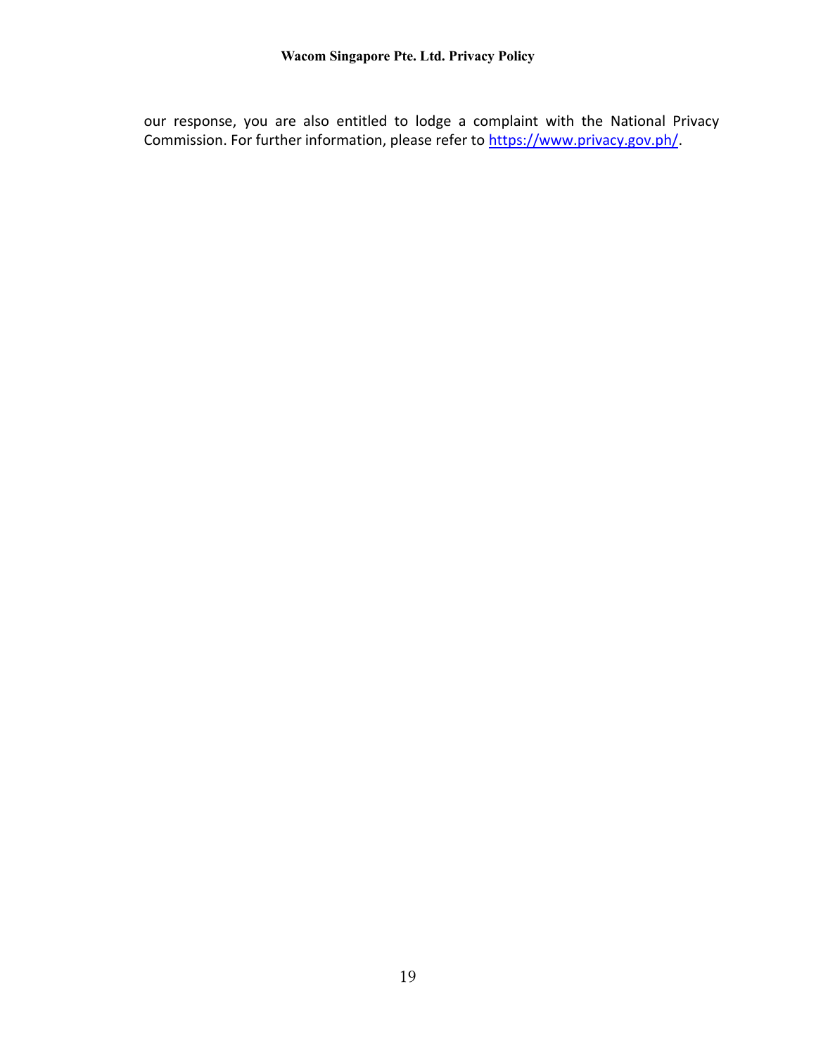our response, you are also entitled to lodge a complaint with the National Privacy Commission. For further information, please refer to https://www.privacy.gov.ph/.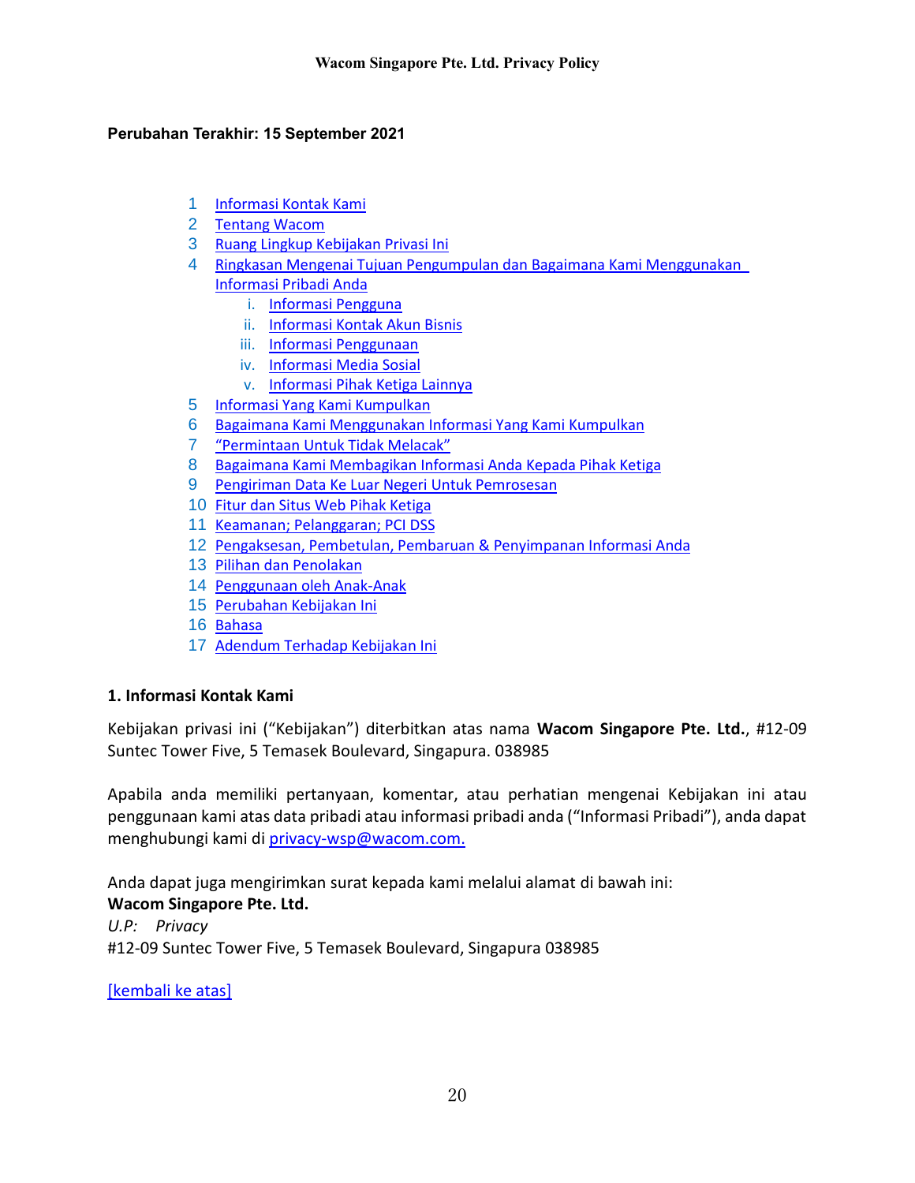**Wacom Singapore Pte. Ltd. Privacy Policy**

**Perubahan Terakhir: 15 September 2021**

1. Informasi Kontak Kami
2. Tentang Wacom
3. Ruang Lingkup Kebijakan Privasi Ini
4. Ringkasan Mengenai Tujuan Pengumpulan dan Bagaimana Kami Menggunakan Informasi Pribadi Anda
    - i. Informasi Pengguna
    - ii. Informasi Kontak Akun Bisnis
    - iii. Informasi Penggunaan
    - iv. Informasi Media Sosial
    - v. Informasi Pihak Ketiga Lainnya
5. Informasi Yang Kami Kumpulkan
6. Bagaimana Kami Menggunakan Informasi Yang Kami Kumpulkan
7. "Permintaan Untuk Tidak Melacak"
8. Bagaimana Kami Membagikan Informasi Anda Kepada Pihak Ketiga
9. Pengiriman Data Ke Luar Negeri Untuk Pemrosesan
10. Fitur dan Situs Web Pihak Ketiga
11. Keamanan; Pelanggaran; PCI DSS
12. Pengaksesan, Pembetulan, Pembaruan & Penyimpanan Informasi Anda
13. Pilihan dan Penolakan
14. Penggunaan oleh Anak-Anak
15. Perubahan Kebijakan Ini
16. Bahasa
17. Adendum Terhadap Kebijakan Ini

## 1. Informasi Kontak Kami

Kebijakan privasi ini ("Kebijakan") diterbitkan atas nama **Wacom Singapore Pte. Ltd.**, #12-09 Suntec Tower Five, 5 Temasek Boulevard, Singapura. 038985

Apabila anda memiliki pertanyaan, komentar, atau perhatian mengenai Kebijakan ini atau penggunaan kami atas data pribadi atau informasi pribadi anda ("Informasi Pribadi"), anda dapat menghubungi kami di privacy-wsp@wacom.com.

Anda dapat juga mengirimkan surat kepada kami melalui alamat di bawah ini:
**Wacom Singapore Pte. Ltd.**
*U.P: Privacy*
#12-09 Suntec Tower Five, 5 Temasek Boulevard, Singapura 038985

[kembali ke atas]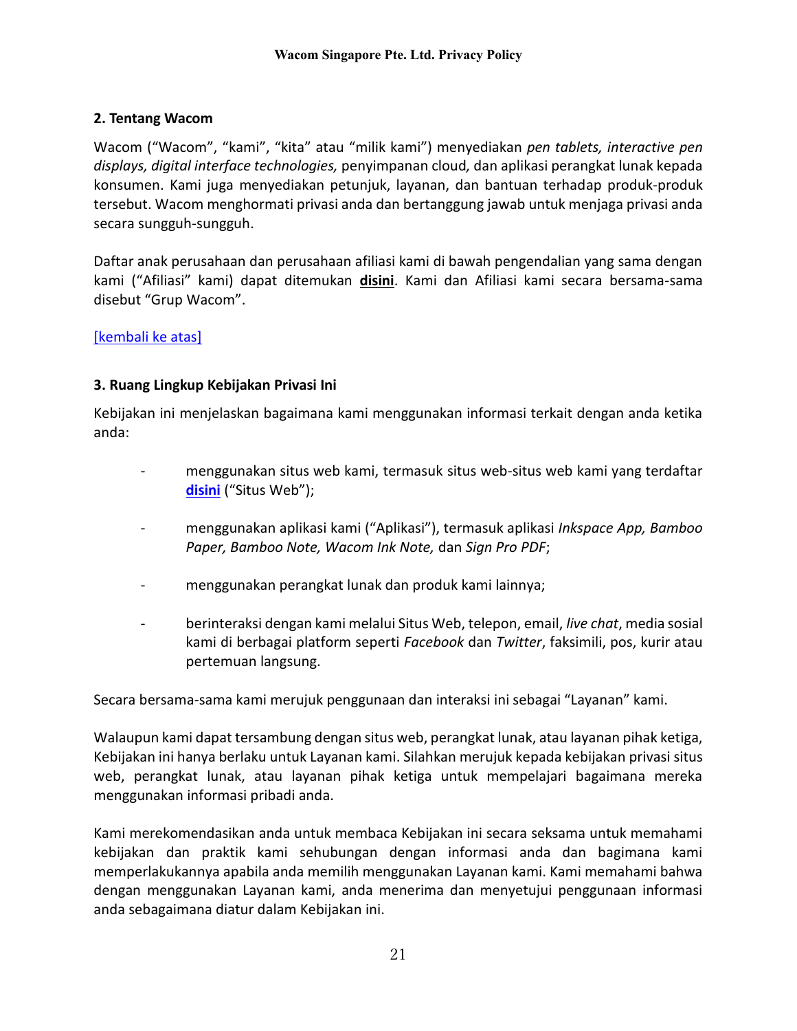## 2. Tentang Wacom

Wacom ("Wacom", "kami", "kita" atau "milik kami") menyediakan *pen tablets, interactive pen displays, digital interface technologies,* penyimpanan cloud*,* dan aplikasi perangkat lunak kepada konsumen. Kami juga menyediakan petunjuk, layanan, dan bantuan terhadap produk-produk tersebut. Wacom menghormati privasi anda dan bertanggung jawab untuk menjaga privasi anda secara sungguh-sungguh.

Daftar anak perusahaan dan perusahaan afiliasi kami di bawah pengendalian yang sama dengan kami ("Afiliasi" kami) dapat ditemukan **disini**. Kami dan Afiliasi kami secara bersama-sama disebut "Grup Wacom".

[kembali ke atas]

## 3. Ruang Lingkup Kebijakan Privasi Ini

Kebijakan ini menjelaskan bagaimana kami menggunakan informasi terkait dengan anda ketika anda:

- menggunakan situs web kami, termasuk situs web-situs web kami yang terdaftar **disini** ("Situs Web");
- menggunakan aplikasi kami ("Aplikasi"), termasuk aplikasi *Inkspace App, Bamboo Paper, Bamboo Note, Wacom Ink Note,* dan *Sign Pro PDF*;
- menggunakan perangkat lunak dan produk kami lainnya;
- berinteraksi dengan kami melalui Situs Web, telepon, email, *live chat*, media sosial kami di berbagai platform seperti *Facebook* dan *Twitter*, faksimili, pos, kurir atau pertemuan langsung.

Secara bersama-sama kami merujuk penggunaan dan interaksi ini sebagai "Layanan" kami.

Walaupun kami dapat tersambung dengan situs web, perangkat lunak, atau layanan pihak ketiga, Kebijakan ini hanya berlaku untuk Layanan kami. Silahkan merujuk kepada kebijakan privasi situs web, perangkat lunak, atau layanan pihak ketiga untuk mempelajari bagaimana mereka menggunakan informasi pribadi anda.

Kami merekomendasikan anda untuk membaca Kebijakan ini secara seksama untuk memahami kebijakan dan praktik kami sehubungan dengan informasi anda dan bagimana kami memperlakukannya apabila anda memilih menggunakan Layanan kami. Kami memahami bahwa dengan menggunakan Layanan kami, anda menerima dan menyetujui penggunaan informasi anda sebagaimana diatur dalam Kebijakan ini.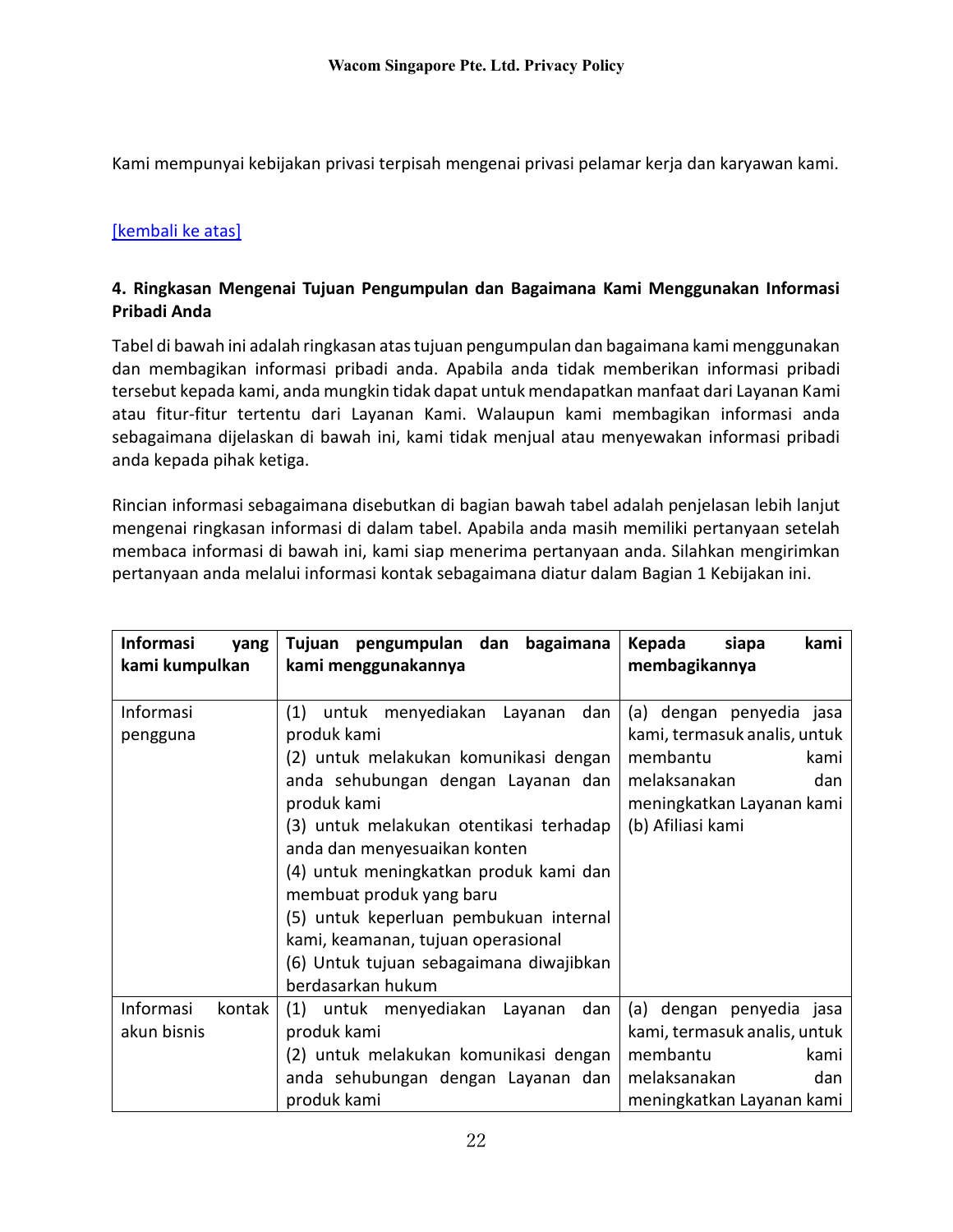Kami mempunyai kebijakan privasi terpisah mengenai privasi pelamar kerja dan karyawan kami.

[kembali ke atas]

**4. Ringkasan Mengenai Tujuan Pengumpulan dan Bagaimana Kami Menggunakan Informasi Pribadi Anda**

Tabel di bawah ini adalah ringkasan atas tujuan pengumpulan dan bagaimana kami menggunakan dan membagikan informasi pribadi anda. Apabila anda tidak memberikan informasi pribadi tersebut kepada kami, anda mungkin tidak dapat untuk mendapatkan manfaat dari Layanan Kami atau fitur-fitur tertentu dari Layanan Kami. Walaupun kami membagikan informasi anda sebagaimana dijelaskan di bawah ini, kami tidak menjual atau menyewakan informasi pribadi anda kepada pihak ketiga.

Rincian informasi sebagaimana disebutkan di bagian bawah tabel adalah penjelasan lebih lanjut mengenai ringkasan informasi di dalam tabel. Apabila anda masih memiliki pertanyaan setelah membaca informasi di bawah ini, kami siap menerima pertanyaan anda. Silahkan mengirimkan pertanyaan anda melalui informasi kontak sebagaimana diatur dalam Bagian 1 Kebijakan ini.

| **Informasi yang kami kumpulkan** | **Tujuan pengumpulan dan bagaimana kami menggunakannya** | **Kepada siapa kami membagikannya** |
|---|---|---|
| Informasi pengguna | (1) untuk menyediakan Layanan dan produk kami<br>(2) untuk melakukan komunikasi dengan anda sehubungan dengan Layanan dan produk kami<br>(3) untuk melakukan otentikasi terhadap anda dan menyesuaikan konten<br>(4) untuk meningkatkan produk kami dan membuat produk yang baru<br>(5) untuk keperluan pembukuan internal kami, keamanan, tujuan operasional<br>(6) Untuk tujuan sebagaimana diwajibkan berdasarkan hukum | (a) dengan penyedia jasa kami, termasuk analis, untuk membantu kami melaksanakan dan meningkatkan Layanan kami<br>(b) Afiliasi kami |
| Informasi kontak akun bisnis | (1) untuk menyediakan Layanan dan produk kami<br>(2) untuk melakukan komunikasi dengan anda sehubungan dengan Layanan dan produk kami | (a) dengan penyedia jasa kami, termasuk analis, untuk membantu kami melaksanakan dan meningkatkan Layanan kami |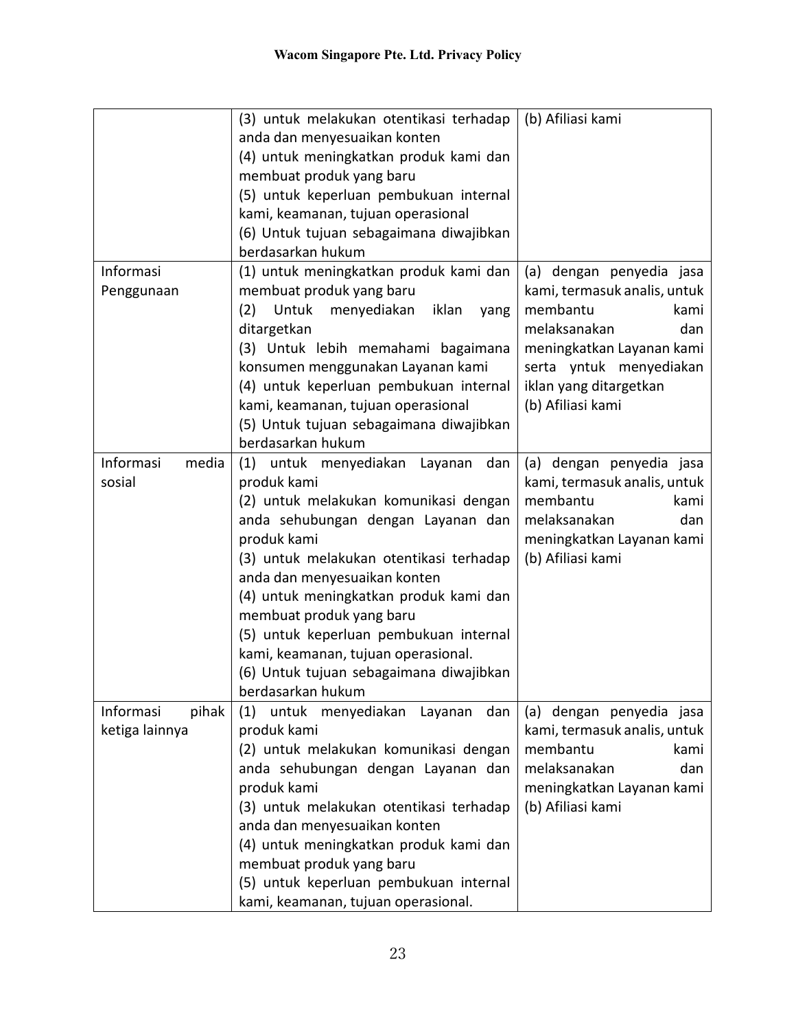| | | |
|---|---|---|
| | (3) untuk melakukan otentikasi terhadap anda dan menyesuaikan konten<br>(4) untuk meningkatkan produk kami dan membuat produk yang baru<br>(5) untuk keperluan pembukuan internal kami, keamanan, tujuan operasional<br>(6) Untuk tujuan sebagaimana diwajibkan berdasarkan hukum | (b) Afiliasi kami |
| Informasi Penggunaan | (1) untuk meningkatkan produk kami dan membuat produk yang baru<br>(2) Untuk menyediakan iklan yang ditargetkan<br>(3) Untuk lebih memahami bagaimana konsumen menggunakan Layanan kami<br>(4) untuk keperluan pembukuan internal kami, keamanan, tujuan operasional<br>(5) Untuk tujuan sebagaimana diwajibkan berdasarkan hukum | (a) dengan penyedia jasa kami, termasuk analis, untuk membantu kami melaksanakan dan meningkatkan Layanan kami serta yntuk menyediakan iklan yang ditargetkan<br>(b) Afiliasi kami |
| Informasi media sosial | (1) untuk menyediakan Layanan dan produk kami<br>(2) untuk melakukan komunikasi dengan anda sehubungan dengan Layanan dan produk kami<br>(3) untuk melakukan otentikasi terhadap anda dan menyesuaikan konten<br>(4) untuk meningkatkan produk kami dan membuat produk yang baru<br>(5) untuk keperluan pembukuan internal kami, keamanan, tujuan operasional.<br>(6) Untuk tujuan sebagaimana diwajibkan berdasarkan hukum | (a) dengan penyedia jasa kami, termasuk analis, untuk membantu kami melaksanakan dan meningkatkan Layanan kami<br>(b) Afiliasi kami |
| Informasi pihak ketiga lainnya | (1) untuk menyediakan Layanan dan produk kami<br>(2) untuk melakukan komunikasi dengan anda sehubungan dengan Layanan dan produk kami<br>(3) untuk melakukan otentikasi terhadap anda dan menyesuaikan konten<br>(4) untuk meningkatkan produk kami dan membuat produk yang baru<br>(5) untuk keperluan pembukuan internal kami, keamanan, tujuan operasional. | (a) dengan penyedia jasa kami, termasuk analis, untuk membantu kami melaksanakan dan meningkatkan Layanan kami<br>(b) Afiliasi kami |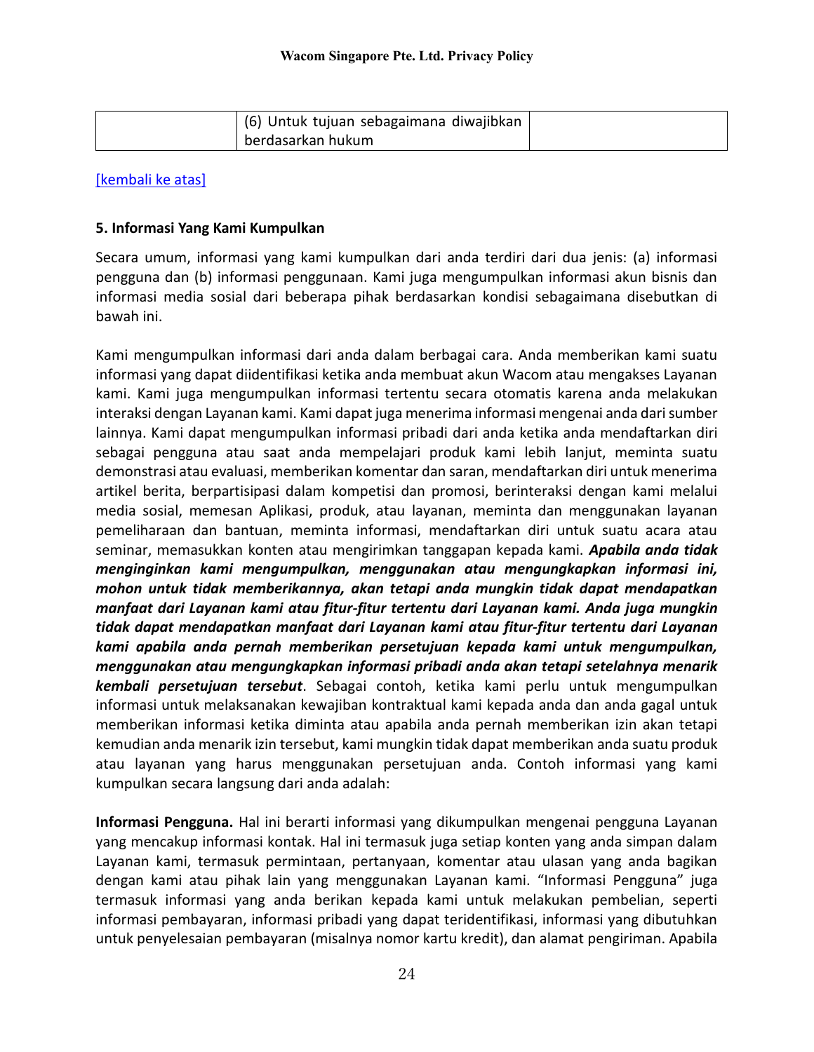|  | (6) Untuk tujuan sebagaimana diwajibkan berdasarkan hukum |  |
|---|---|---|

[kembali ke atas]

**5. Informasi Yang Kami Kumpulkan**

Secara umum, informasi yang kami kumpulkan dari anda terdiri dari dua jenis: (a) informasi pengguna dan (b) informasi penggunaan. Kami juga mengumpulkan informasi akun bisnis dan informasi media sosial dari beberapa pihak berdasarkan kondisi sebagaimana disebutkan di bawah ini.

Kami mengumpulkan informasi dari anda dalam berbagai cara. Anda memberikan kami suatu informasi yang dapat diidentifikasi ketika anda membuat akun Wacom atau mengakses Layanan kami. Kami juga mengumpulkan informasi tertentu secara otomatis karena anda melakukan interaksi dengan Layanan kami. Kami dapat juga menerima informasi mengenai anda dari sumber lainnya. Kami dapat mengumpulkan informasi pribadi dari anda ketika anda mendaftarkan diri sebagai pengguna atau saat anda mempelajari produk kami lebih lanjut, meminta suatu demonstrasi atau evaluasi, memberikan komentar dan saran, mendaftarkan diri untuk menerima artikel berita, berpartisipasi dalam kompetisi dan promosi, berinteraksi dengan kami melalui media sosial, memesan Aplikasi, produk, atau layanan, meminta dan menggunakan layanan pemeliharaan dan bantuan, meminta informasi, mendaftarkan diri untuk suatu acara atau seminar, memasukkan konten atau mengirimkan tanggapan kepada kami. ***Apabila anda tidak menginginkan kami mengumpulkan, menggunakan atau mengungkapkan informasi ini, mohon untuk tidak memberikannya, akan tetapi anda mungkin tidak dapat mendapatkan manfaat dari Layanan kami atau fitur-fitur tertentu dari Layanan kami. Anda juga mungkin tidak dapat mendapatkan manfaat dari Layanan kami atau fitur-fitur tertentu dari Layanan kami apabila anda pernah memberikan persetujuan kepada kami untuk mengumpulkan, menggunakan atau mengungkapkan informasi pribadi anda akan tetapi setelahnya menarik kembali persetujuan tersebut***. Sebagai contoh, ketika kami perlu untuk mengumpulkan informasi untuk melaksanakan kewajiban kontraktual kami kepada anda dan anda gagal untuk memberikan informasi ketika diminta atau apabila anda pernah memberikan izin akan tetapi kemudian anda menarik izin tersebut, kami mungkin tidak dapat memberikan anda suatu produk atau layanan yang harus menggunakan persetujuan anda. Contoh informasi yang kami kumpulkan secara langsung dari anda adalah:

**Informasi Pengguna.** Hal ini berarti informasi yang dikumpulkan mengenai pengguna Layanan yang mencakup informasi kontak. Hal ini termasuk juga setiap konten yang anda simpan dalam Layanan kami, termasuk permintaan, pertanyaan, komentar atau ulasan yang anda bagikan dengan kami atau pihak lain yang menggunakan Layanan kami. "Informasi Pengguna" juga termasuk informasi yang anda berikan kepada kami untuk melakukan pembelian, seperti informasi pembayaran, informasi pribadi yang dapat teridentifikasi, informasi yang dibutuhkan untuk penyelesaian pembayaran (misalnya nomor kartu kredit), dan alamat pengiriman. Apabila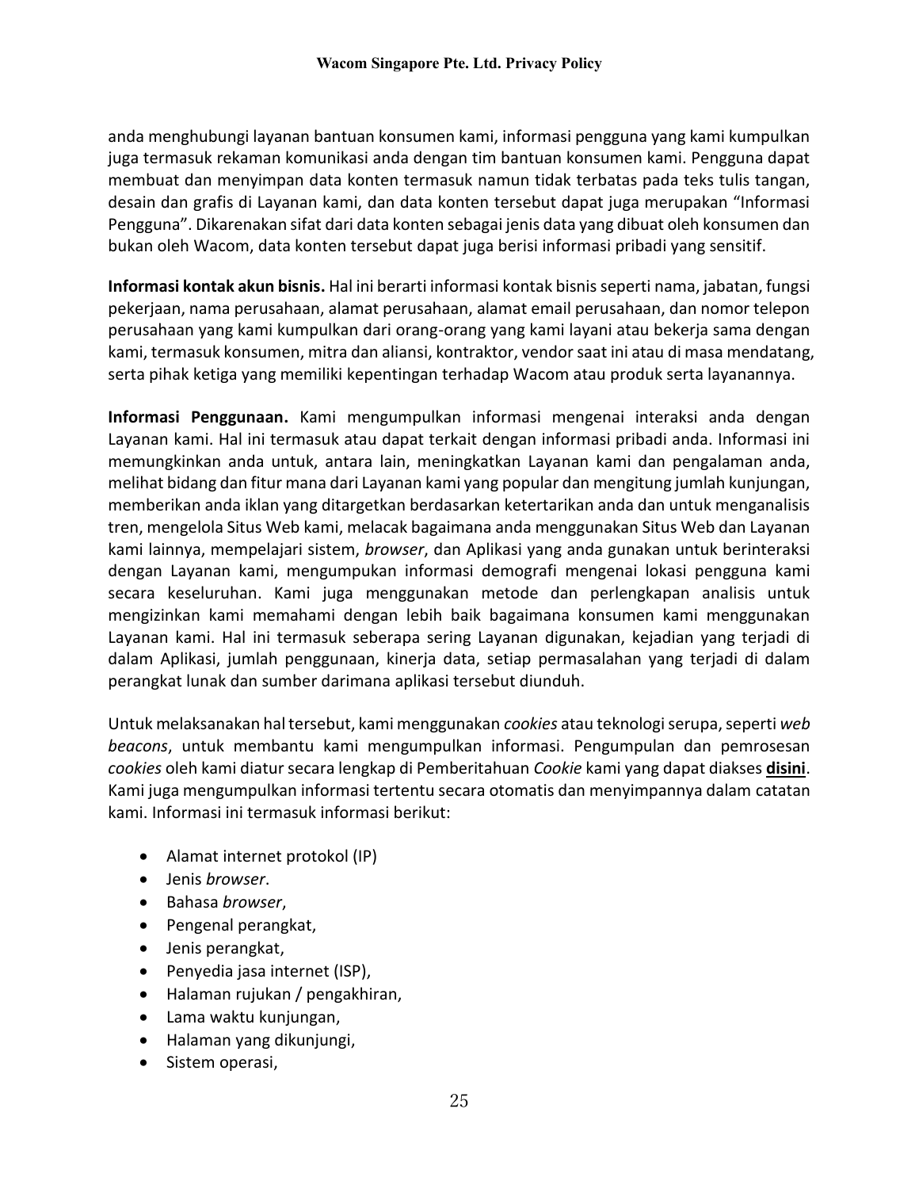anda menghubungi layanan bantuan konsumen kami, informasi pengguna yang kami kumpulkan juga termasuk rekaman komunikasi anda dengan tim bantuan konsumen kami. Pengguna dapat membuat dan menyimpan data konten termasuk namun tidak terbatas pada teks tulis tangan, desain dan grafis di Layanan kami, dan data konten tersebut dapat juga merupakan "Informasi Pengguna". Dikarenakan sifat dari data konten sebagai jenis data yang dibuat oleh konsumen dan bukan oleh Wacom, data konten tersebut dapat juga berisi informasi pribadi yang sensitif.

**Informasi kontak akun bisnis.** Hal ini berarti informasi kontak bisnis seperti nama, jabatan, fungsi pekerjaan, nama perusahaan, alamat perusahaan, alamat email perusahaan, dan nomor telepon perusahaan yang kami kumpulkan dari orang-orang yang kami layani atau bekerja sama dengan kami, termasuk konsumen, mitra dan aliansi, kontraktor, vendor saat ini atau di masa mendatang, serta pihak ketiga yang memiliki kepentingan terhadap Wacom atau produk serta layanannya.

**Informasi Penggunaan.** Kami mengumpulkan informasi mengenai interaksi anda dengan Layanan kami. Hal ini termasuk atau dapat terkait dengan informasi pribadi anda. Informasi ini memungkinkan anda untuk, antara lain, meningkatkan Layanan kami dan pengalaman anda, melihat bidang dan fitur mana dari Layanan kami yang popular dan mengitung jumlah kunjungan, memberikan anda iklan yang ditargetkan berdasarkan ketertarikan anda dan untuk menganalisis tren, mengelola Situs Web kami, melacak bagaimana anda menggunakan Situs Web dan Layanan kami lainnya, mempelajari sistem, *browser*, dan Aplikasi yang anda gunakan untuk berinteraksi dengan Layanan kami, mengumpukan informasi demografi mengenai lokasi pengguna kami secara keseluruhan. Kami juga menggunakan metode dan perlengkapan analisis untuk mengizinkan kami memahami dengan lebih baik bagaimana konsumen kami menggunakan Layanan kami. Hal ini termasuk seberapa sering Layanan digunakan, kejadian yang terjadi di dalam Aplikasi, jumlah penggunaan, kinerja data, setiap permasalahan yang terjadi di dalam perangkat lunak dan sumber darimana aplikasi tersebut diunduh.

Untuk melaksanakan hal tersebut, kami menggunakan *cookies* atau teknologi serupa, seperti *web beacons*, untuk membantu kami mengumpulkan informasi. Pengumpulan dan pemrosesan *cookies* oleh kami diatur secara lengkap di Pemberitahuan *Cookie* kami yang dapat diakses **disini**. Kami juga mengumpulkan informasi tertentu secara otomatis dan menyimpannya dalam catatan kami. Informasi ini termasuk informasi berikut:

- Alamat internet protokol (IP)
- Jenis *browser*.
- Bahasa *browser*,
- Pengenal perangkat,
- Jenis perangkat,
- Penyedia jasa internet (ISP),
- Halaman rujukan / pengakhiran,
- Lama waktu kunjungan,
- Halaman yang dikunjungi,
- Sistem operasi,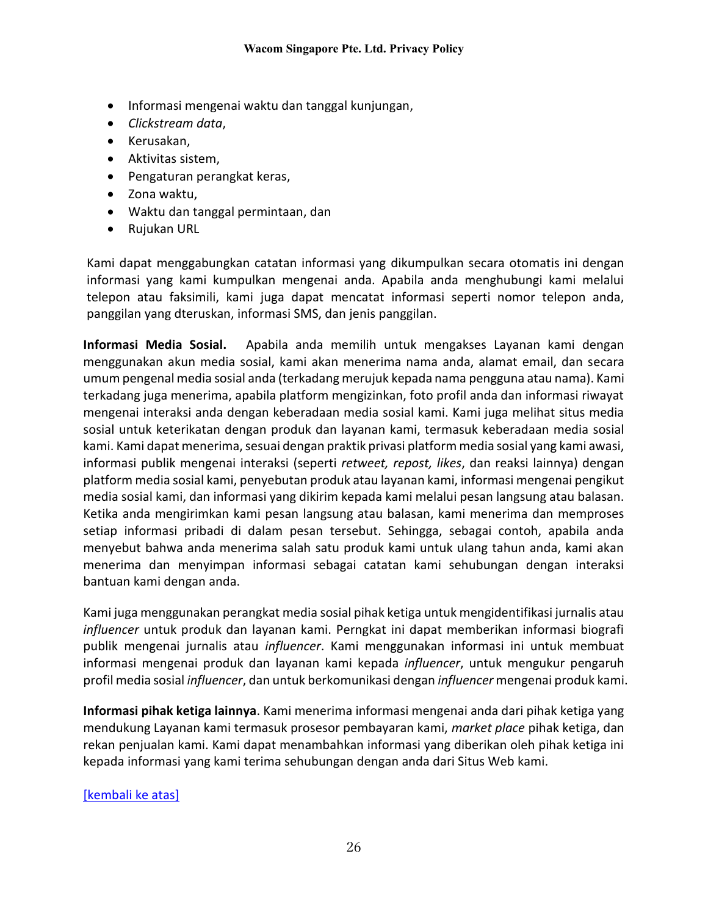- Informasi mengenai waktu dan tanggal kunjungan,
- *Clickstream data*,
- Kerusakan,
- Aktivitas sistem,
- Pengaturan perangkat keras,
- Zona waktu,
- Waktu dan tanggal permintaan, dan
- Rujukan URL

Kami dapat menggabungkan catatan informasi yang dikumpulkan secara otomatis ini dengan informasi yang kami kumpulkan mengenai anda. Apabila anda menghubungi kami melalui telepon atau faksimili, kami juga dapat mencatat informasi seperti nomor telepon anda, panggilan yang dteruskan, informasi SMS, dan jenis panggilan.

**Informasi Media Sosial.** Apabila anda memilih untuk mengakses Layanan kami dengan menggunakan akun media sosial, kami akan menerima nama anda, alamat email, dan secara umum pengenal media sosial anda (terkadang merujuk kepada nama pengguna atau nama). Kami terkadang juga menerima, apabila platform mengizinkan, foto profil anda dan informasi riwayat mengenai interaksi anda dengan keberadaan media sosial kami. Kami juga melihat situs media sosial untuk keterikatan dengan produk dan layanan kami, termasuk keberadaan media sosial kami. Kami dapat menerima, sesuai dengan praktik privasi platform media sosial yang kami awasi, informasi publik mengenai interaksi (seperti *retweet, repost, likes*, dan reaksi lainnya) dengan platform media sosial kami, penyebutan produk atau layanan kami, informasi mengenai pengikut media sosial kami, dan informasi yang dikirim kepada kami melalui pesan langsung atau balasan. Ketika anda mengirimkan kami pesan langsung atau balasan, kami menerima dan memproses setiap informasi pribadi di dalam pesan tersebut. Sehingga, sebagai contoh, apabila anda menyebut bahwa anda menerima salah satu produk kami untuk ulang tahun anda, kami akan menerima dan menyimpan informasi sebagai catatan kami sehubungan dengan interaksi bantuan kami dengan anda.

Kami juga menggunakan perangkat media sosial pihak ketiga untuk mengidentifikasi jurnalis atau *influencer* untuk produk dan layanan kami. Perngkat ini dapat memberikan informasi biografi publik mengenai jurnalis atau *influencer*. Kami menggunakan informasi ini untuk membuat informasi mengenai produk dan layanan kami kepada *influencer*, untuk mengukur pengaruh profil media sosial *influencer*, dan untuk berkomunikasi dengan *influencer* mengenai produk kami.

**Informasi pihak ketiga lainnya**. Kami menerima informasi mengenai anda dari pihak ketiga yang mendukung Layanan kami termasuk prosesor pembayaran kami, *market place* pihak ketiga, dan rekan penjualan kami. Kami dapat menambahkan informasi yang diberikan oleh pihak ketiga ini kepada informasi yang kami terima sehubungan dengan anda dari Situs Web kami.

[kembali ke atas]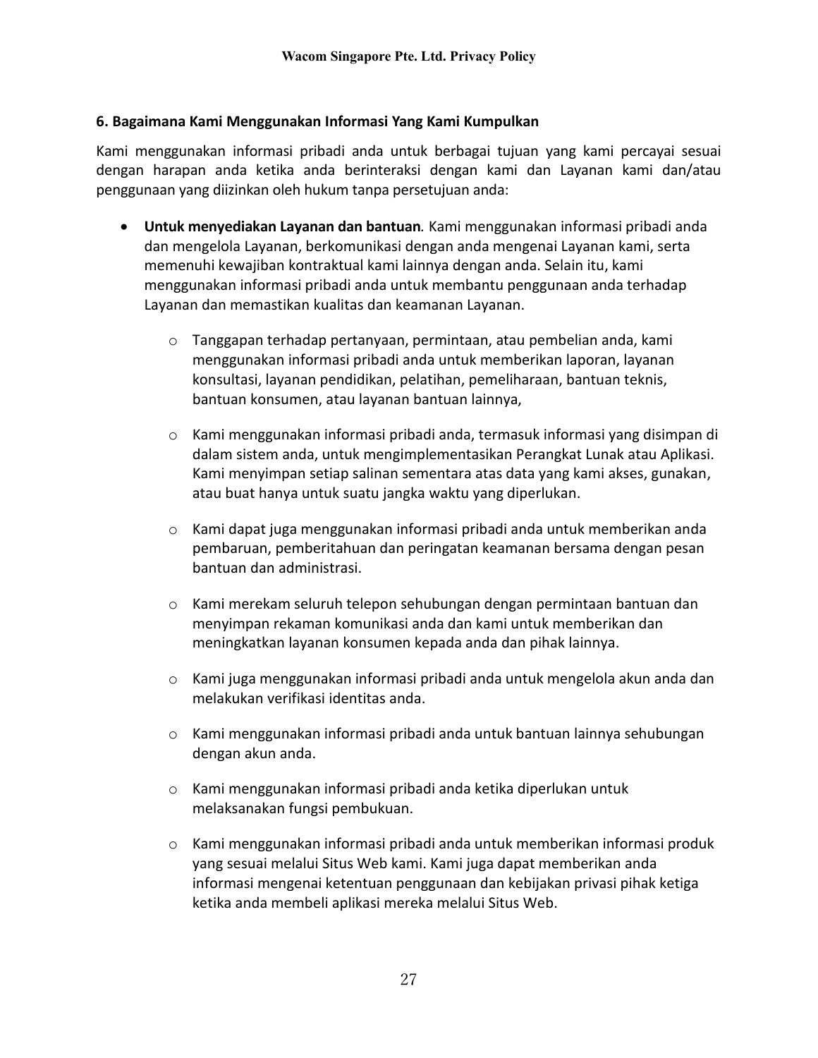## 6. Bagaimana Kami Menggunakan Informasi Yang Kami Kumpulkan

Kami menggunakan informasi pribadi anda untuk berbagai tujuan yang kami percayai sesuai dengan harapan anda ketika anda berinteraksi dengan kami dan Layanan kami dan/atau penggunaan yang diizinkan oleh hukum tanpa persetujuan anda:

- **Untuk menyediakan Layanan dan bantuan***.* Kami menggunakan informasi pribadi anda dan mengelola Layanan, berkomunikasi dengan anda mengenai Layanan kami, serta memenuhi kewajiban kontraktual kami lainnya dengan anda. Selain itu, kami menggunakan informasi pribadi anda untuk membantu penggunaan anda terhadap Layanan dan memastikan kualitas dan keamanan Layanan.
  - Tanggapan terhadap pertanyaan, permintaan, atau pembelian anda, kami menggunakan informasi pribadi anda untuk memberikan laporan, layanan konsultasi, layanan pendidikan, pelatihan, pemeliharaan, bantuan teknis, bantuan konsumen, atau layanan bantuan lainnya,
  - Kami menggunakan informasi pribadi anda, termasuk informasi yang disimpan di dalam sistem anda, untuk mengimplementasikan Perangkat Lunak atau Aplikasi. Kami menyimpan setiap salinan sementara atas data yang kami akses, gunakan, atau buat hanya untuk suatu jangka waktu yang diperlukan.
  - Kami dapat juga menggunakan informasi pribadi anda untuk memberikan anda pembaruan, pemberitahuan dan peringatan keamanan bersama dengan pesan bantuan dan administrasi.
  - Kami merekam seluruh telepon sehubungan dengan permintaan bantuan dan menyimpan rekaman komunikasi anda dan kami untuk memberikan dan meningkatkan layanan konsumen kepada anda dan pihak lainnya.
  - Kami juga menggunakan informasi pribadi anda untuk mengelola akun anda dan melakukan verifikasi identitas anda.
  - Kami menggunakan informasi pribadi anda untuk bantuan lainnya sehubungan dengan akun anda.
  - Kami menggunakan informasi pribadi anda ketika diperlukan untuk melaksanakan fungsi pembukuan.
  - Kami menggunakan informasi pribadi anda untuk memberikan informasi produk yang sesuai melalui Situs Web kami. Kami juga dapat memberikan anda informasi mengenai ketentuan penggunaan dan kebijakan privasi pihak ketiga ketika anda membeli aplikasi mereka melalui Situs Web.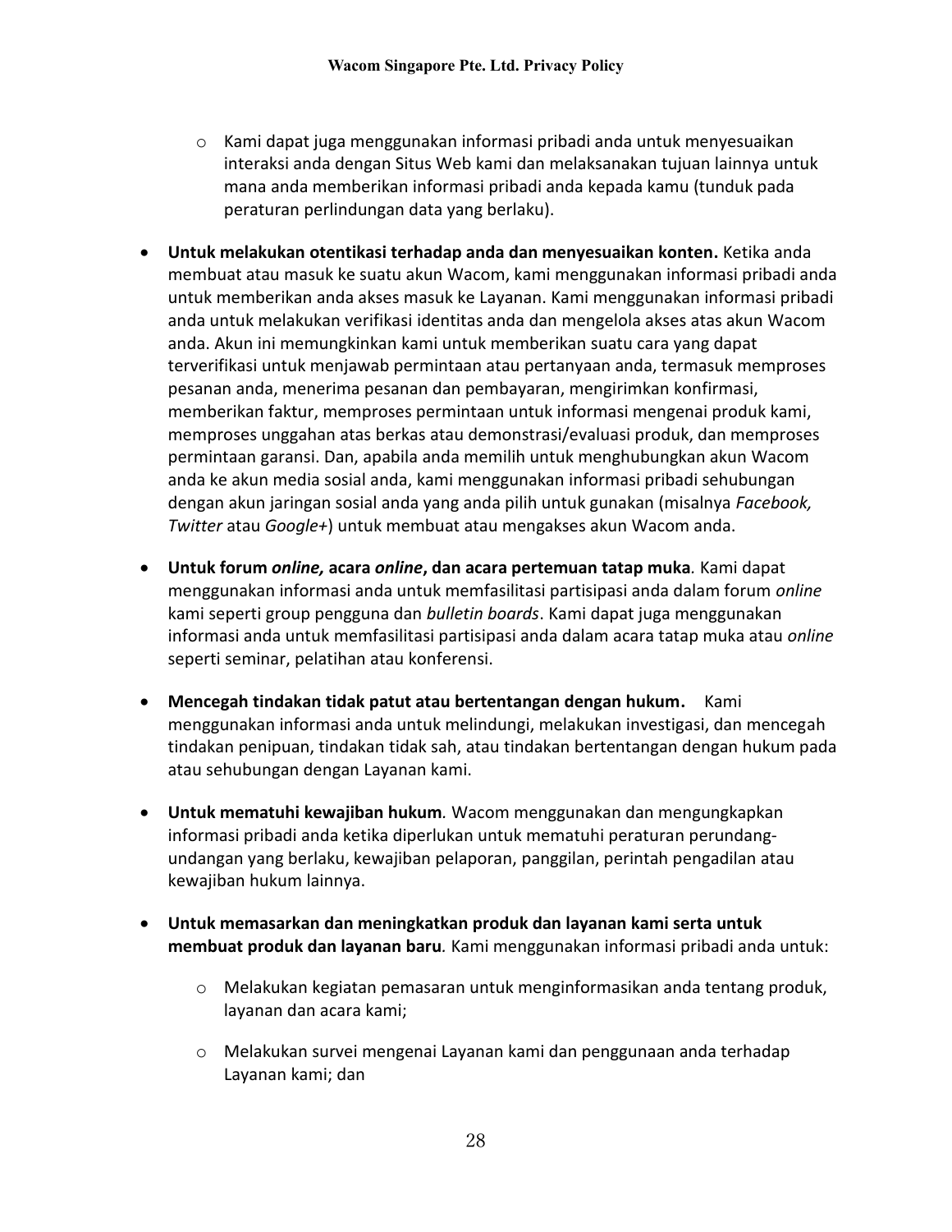- Kami dapat juga menggunakan informasi pribadi anda untuk menyesuaikan interaksi anda dengan Situs Web kami dan melaksanakan tujuan lainnya untuk mana anda memberikan informasi pribadi anda kepada kamu (tunduk pada peraturan perlindungan data yang berlaku).

- **Untuk melakukan otentikasi terhadap anda dan menyesuaikan konten.** Ketika anda membuat atau masuk ke suatu akun Wacom, kami menggunakan informasi pribadi anda untuk memberikan anda akses masuk ke Layanan. Kami menggunakan informasi pribadi anda untuk melakukan verifikasi identitas anda dan mengelola akses atas akun Wacom anda. Akun ini memungkinkan kami untuk memberikan suatu cara yang dapat terverifikasi untuk menjawab permintaan atau pertanyaan anda, termasuk memproses pesanan anda, menerima pesanan dan pembayaran, mengirimkan konfirmasi, memberikan faktur, memproses permintaan untuk informasi mengenai produk kami, memproses unggahan atas berkas atau demonstrasi/evaluasi produk, dan memproses permintaan garansi. Dan, apabila anda memilih untuk menghubungkan akun Wacom anda ke akun media sosial anda, kami menggunakan informasi pribadi sehubungan dengan akun jaringan sosial anda yang anda pilih untuk gunakan (misalnya *Facebook, Twitter* atau *Google+*) untuk membuat atau mengakses akun Wacom anda.

- **Untuk forum *online,* acara *online*, dan acara pertemuan tatap muka***.* Kami dapat menggunakan informasi anda untuk memfasilitasi partisipasi anda dalam forum *online* kami seperti group pengguna dan *bulletin boards*. Kami dapat juga menggunakan informasi anda untuk memfasilitasi partisipasi anda dalam acara tatap muka atau *online* seperti seminar, pelatihan atau konferensi.

- **Mencegah tindakan tidak patut atau bertentangan dengan hukum.** Kami menggunakan informasi anda untuk melindungi, melakukan investigasi, dan mencegah tindakan penipuan, tindakan tidak sah, atau tindakan bertentangan dengan hukum pada atau sehubungan dengan Layanan kami.

- **Untuk mematuhi kewajiban hukum***.* Wacom menggunakan dan mengungkapkan informasi pribadi anda ketika diperlukan untuk mematuhi peraturan perundang-undangan yang berlaku, kewajiban pelaporan, panggilan, perintah pengadilan atau kewajiban hukum lainnya.

- **Untuk memasarkan dan meningkatkan produk dan layanan kami serta untuk membuat produk dan layanan baru***.* Kami menggunakan informasi pribadi anda untuk:

  - Melakukan kegiatan pemasaran untuk menginformasikan anda tentang produk, layanan dan acara kami;

  - Melakukan survei mengenai Layanan kami dan penggunaan anda terhadap Layanan kami; dan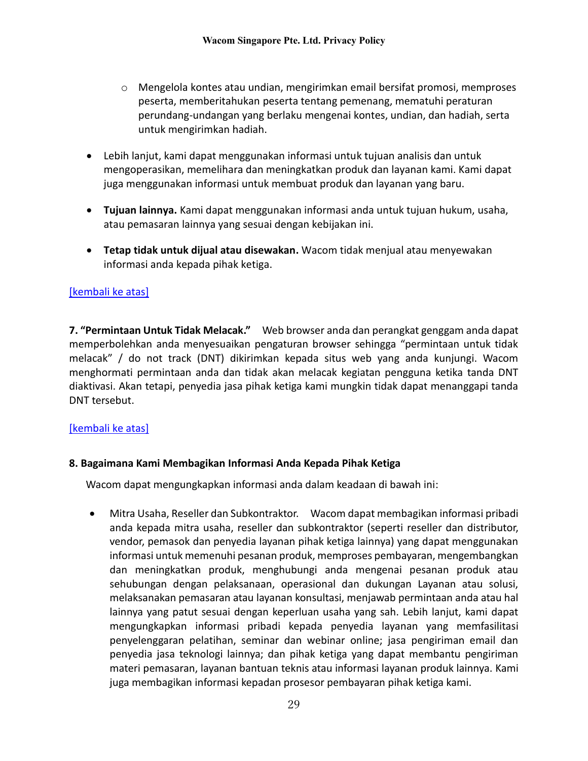- Mengelola kontes atau undian, mengirimkan email bersifat promosi, memproses peserta, memberitahukan peserta tentang pemenang, mematuhi peraturan perundang-undangan yang berlaku mengenai kontes, undian, dan hadiah, serta untuk mengirimkan hadiah.

- Lebih lanjut, kami dapat menggunakan informasi untuk tujuan analisis dan untuk mengoperasikan, memelihara dan meningkatkan produk dan layanan kami. Kami dapat juga menggunakan informasi untuk membuat produk dan layanan yang baru.

- **Tujuan lainnya.** Kami dapat menggunakan informasi anda untuk tujuan hukum, usaha, atau pemasaran lainnya yang sesuai dengan kebijakan ini.

- **Tetap tidak untuk dijual atau disewakan.** Wacom tidak menjual atau menyewakan informasi anda kepada pihak ketiga.

[kembali ke atas]

**7. "Permintaan Untuk Tidak Melacak."** Web browser anda dan perangkat genggam anda dapat memperbolehkan anda menyesuaikan pengaturan browser sehingga "permintaan untuk tidak melacak" / do not track (DNT) dikirimkan kepada situs web yang anda kunjungi. Wacom menghormati permintaan anda dan tidak akan melacak kegiatan pengguna ketika tanda DNT diaktivasi. Akan tetapi, penyedia jasa pihak ketiga kami mungkin tidak dapat menanggapi tanda DNT tersebut.

[kembali ke atas]

**8. Bagaimana Kami Membagikan Informasi Anda Kepada Pihak Ketiga**

Wacom dapat mengungkapkan informasi anda dalam keadaan di bawah ini:

- Mitra Usaha, Reseller dan Subkontraktor. Wacom dapat membagikan informasi pribadi anda kepada mitra usaha, reseller dan subkontraktor (seperti reseller dan distributor, vendor, pemasok dan penyedia layanan pihak ketiga lainnya) yang dapat menggunakan informasi untuk memenuhi pesanan produk, memproses pembayaran, mengembangkan dan meningkatkan produk, menghubungi anda mengenai pesanan produk atau sehubungan dengan pelaksanaan, operasional dan dukungan Layanan atau solusi, melaksanakan pemasaran atau layanan konsultasi, menjawab permintaan anda atau hal lainnya yang patut sesuai dengan keperluan usaha yang sah. Lebih lanjut, kami dapat mengungkapkan informasi pribadi kepada penyedia layanan yang memfasilitasi penyelenggaran pelatihan, seminar dan webinar online; jasa pengiriman email dan penyedia jasa teknologi lainnya; dan pihak ketiga yang dapat membantu pengiriman materi pemasaran, layanan bantuan teknis atau informasi layanan produk lainnya. Kami juga membagikan informasi kepadan prosesor pembayaran pihak ketiga kami.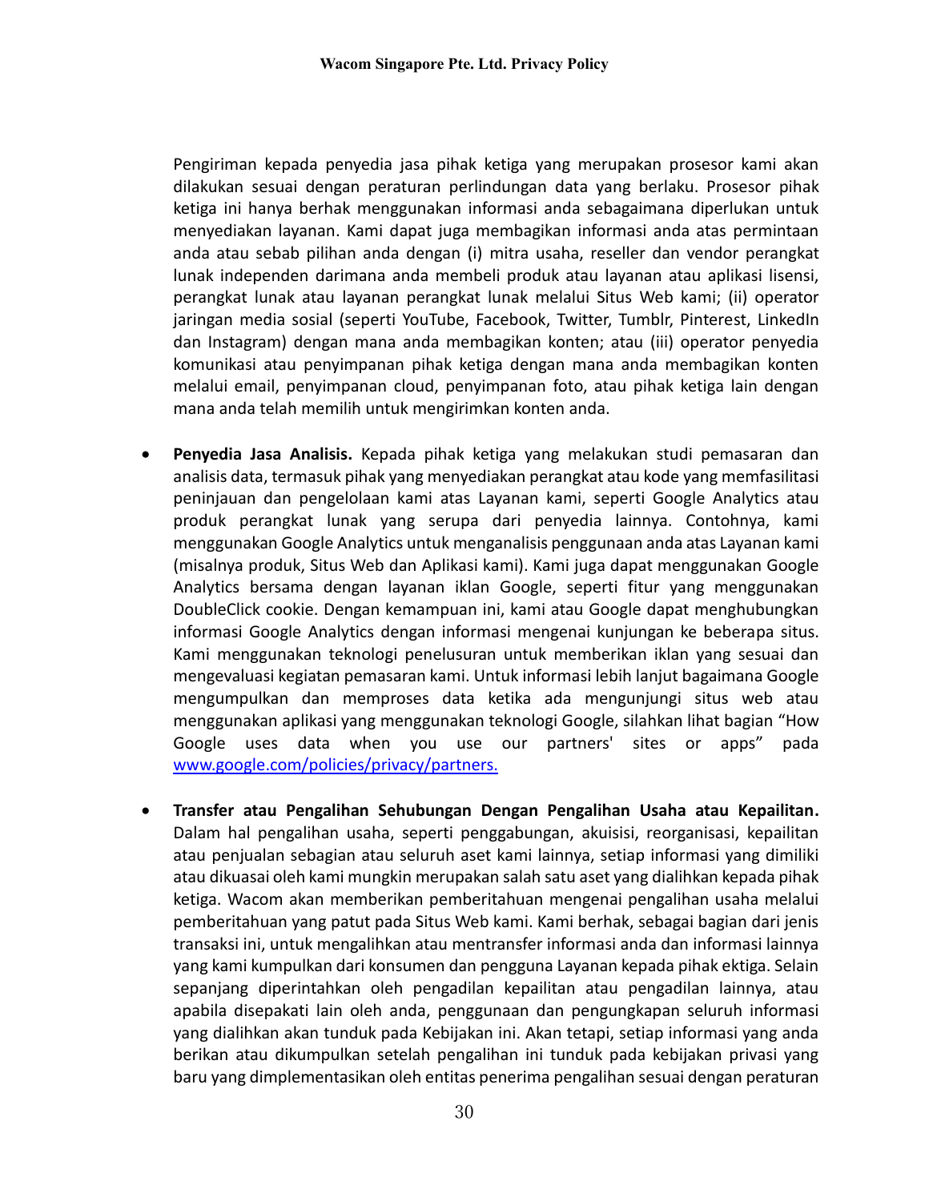Pengiriman kepada penyedia jasa pihak ketiga yang merupakan prosesor kami akan dilakukan sesuai dengan peraturan perlindungan data yang berlaku. Prosesor pihak ketiga ini hanya berhak menggunakan informasi anda sebagaimana diperlukan untuk menyediakan layanan. Kami dapat juga membagikan informasi anda atas permintaan anda atau sebab pilihan anda dengan (i) mitra usaha, reseller dan vendor perangkat lunak independen darimana anda membeli produk atau layanan atau aplikasi lisensi, perangkat lunak atau layanan perangkat lunak melalui Situs Web kami; (ii) operator jaringan media sosial (seperti YouTube, Facebook, Twitter, Tumblr, Pinterest, LinkedIn dan Instagram) dengan mana anda membagikan konten; atau (iii) operator penyedia komunikasi atau penyimpanan pihak ketiga dengan mana anda membagikan konten melalui email, penyimpanan cloud, penyimpanan foto, atau pihak ketiga lain dengan mana anda telah memilih untuk mengirimkan konten anda.

- **Penyedia Jasa Analisis.** Kepada pihak ketiga yang melakukan studi pemasaran dan analisis data, termasuk pihak yang menyediakan perangkat atau kode yang memfasilitasi peninjauan dan pengelolaan kami atas Layanan kami, seperti Google Analytics atau produk perangkat lunak yang serupa dari penyedia lainnya. Contohnya, kami menggunakan Google Analytics untuk menganalisis penggunaan anda atas Layanan kami (misalnya produk, Situs Web dan Aplikasi kami). Kami juga dapat menggunakan Google Analytics bersama dengan layanan iklan Google, seperti fitur yang menggunakan DoubleClick cookie. Dengan kemampuan ini, kami atau Google dapat menghubungkan informasi Google Analytics dengan informasi mengenai kunjungan ke beberapa situs. Kami menggunakan teknologi penelusuran untuk memberikan iklan yang sesuai dan mengevaluasi kegiatan pemasaran kami. Untuk informasi lebih lanjut bagaimana Google mengumpulkan dan memproses data ketika ada mengunjungi situs web atau menggunakan aplikasi yang menggunakan teknologi Google, silahkan lihat bagian "How Google uses data when you use our partners' sites or apps" pada [www.google.com/policies/privacy/partners.](http://www.google.com/policies/privacy/partners)

- **Transfer atau Pengalihan Sehubungan Dengan Pengalihan Usaha atau Kepailitan.** Dalam hal pengalihan usaha, seperti penggabungan, akuisisi, reorganisasi, kepailitan atau penjualan sebagian atau seluruh aset kami lainnya, setiap informasi yang dimiliki atau dikuasai oleh kami mungkin merupakan salah satu aset yang dialihkan kepada pihak ketiga. Wacom akan memberikan pemberitahuan mengenai pengalihan usaha melalui pemberitahuan yang patut pada Situs Web kami. Kami berhak, sebagai bagian dari jenis transaksi ini, untuk mengalihkan atau mentransfer informasi anda dan informasi lainnya yang kami kumpulkan dari konsumen dan pengguna Layanan kepada pihak ektiga. Selain sepanjang diperintahkan oleh pengadilan kepailitan atau pengadilan lainnya, atau apabila disepakati lain oleh anda, penggunaan dan pengungkapan seluruh informasi yang dialihkan akan tunduk pada Kebijakan ini. Akan tetapi, setiap informasi yang anda berikan atau dikumpulkan setelah pengalihan ini tunduk pada kebijakan privasi yang baru yang dimplementasikan oleh entitas penerima pengalihan sesuai dengan peraturan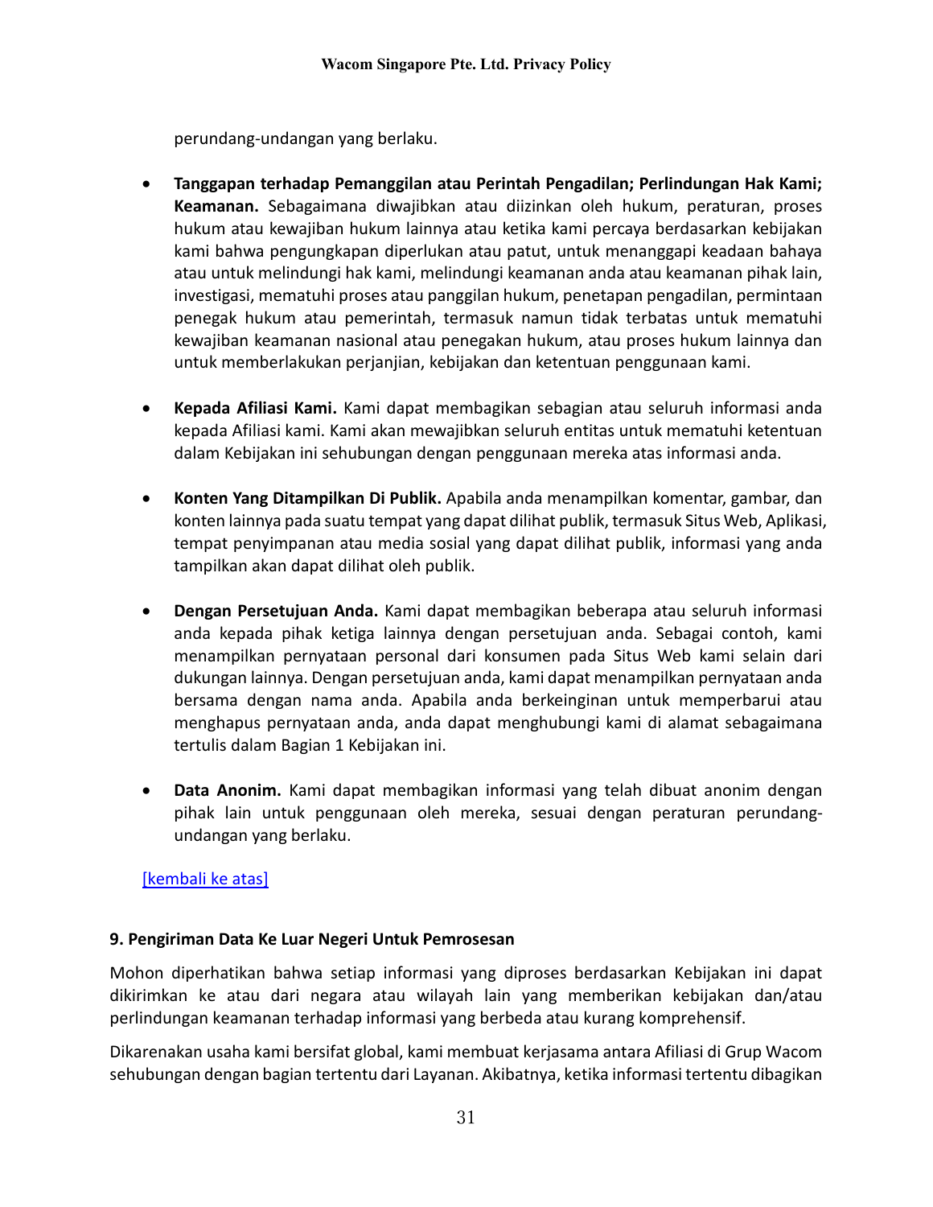perundang-undangan yang berlaku.

- **Tanggapan terhadap Pemanggilan atau Perintah Pengadilan; Perlindungan Hak Kami; Keamanan.** Sebagaimana diwajibkan atau diizinkan oleh hukum, peraturan, proses hukum atau kewajiban hukum lainnya atau ketika kami percaya berdasarkan kebijakan kami bahwa pengungkapan diperlukan atau patut, untuk menanggapi keadaan bahaya atau untuk melindungi hak kami, melindungi keamanan anda atau keamanan pihak lain, investigasi, mematuhi proses atau panggilan hukum, penetapan pengadilan, permintaan penegak hukum atau pemerintah, termasuk namun tidak terbatas untuk mematuhi kewajiban keamanan nasional atau penegakan hukum, atau proses hukum lainnya dan untuk memberlakukan perjanjian, kebijakan dan ketentuan penggunaan kami.

- **Kepada Afiliasi Kami.** Kami dapat membagikan sebagian atau seluruh informasi anda kepada Afiliasi kami. Kami akan mewajibkan seluruh entitas untuk mematuhi ketentuan dalam Kebijakan ini sehubungan dengan penggunaan mereka atas informasi anda.

- **Konten Yang Ditampilkan Di Publik.** Apabila anda menampilkan komentar, gambar, dan konten lainnya pada suatu tempat yang dapat dilihat publik, termasuk Situs Web, Aplikasi, tempat penyimpanan atau media sosial yang dapat dilihat publik, informasi yang anda tampilkan akan dapat dilihat oleh publik.

- **Dengan Persetujuan Anda.** Kami dapat membagikan beberapa atau seluruh informasi anda kepada pihak ketiga lainnya dengan persetujuan anda. Sebagai contoh, kami menampilkan pernyataan personal dari konsumen pada Situs Web kami selain dari dukungan lainnya. Dengan persetujuan anda, kami dapat menampilkan pernyataan anda bersama dengan nama anda. Apabila anda berkeinginan untuk memperbarui atau menghapus pernyataan anda, anda dapat menghubungi kami di alamat sebagaimana tertulis dalam Bagian 1 Kebijakan ini.

- **Data Anonim.** Kami dapat membagikan informasi yang telah dibuat anonim dengan pihak lain untuk penggunaan oleh mereka, sesuai dengan peraturan perundang-undangan yang berlaku.

[kembali ke atas]

### 9. Pengiriman Data Ke Luar Negeri Untuk Pemrosesan

Mohon diperhatikan bahwa setiap informasi yang diproses berdasarkan Kebijakan ini dapat dikirimkan ke atau dari negara atau wilayah lain yang memberikan kebijakan dan/atau perlindungan keamanan terhadap informasi yang berbeda atau kurang komprehensif.

Dikarenakan usaha kami bersifat global, kami membuat kerjasama antara Afiliasi di Grup Wacom sehubungan dengan bagian tertentu dari Layanan. Akibatnya, ketika informasi tertentu dibagikan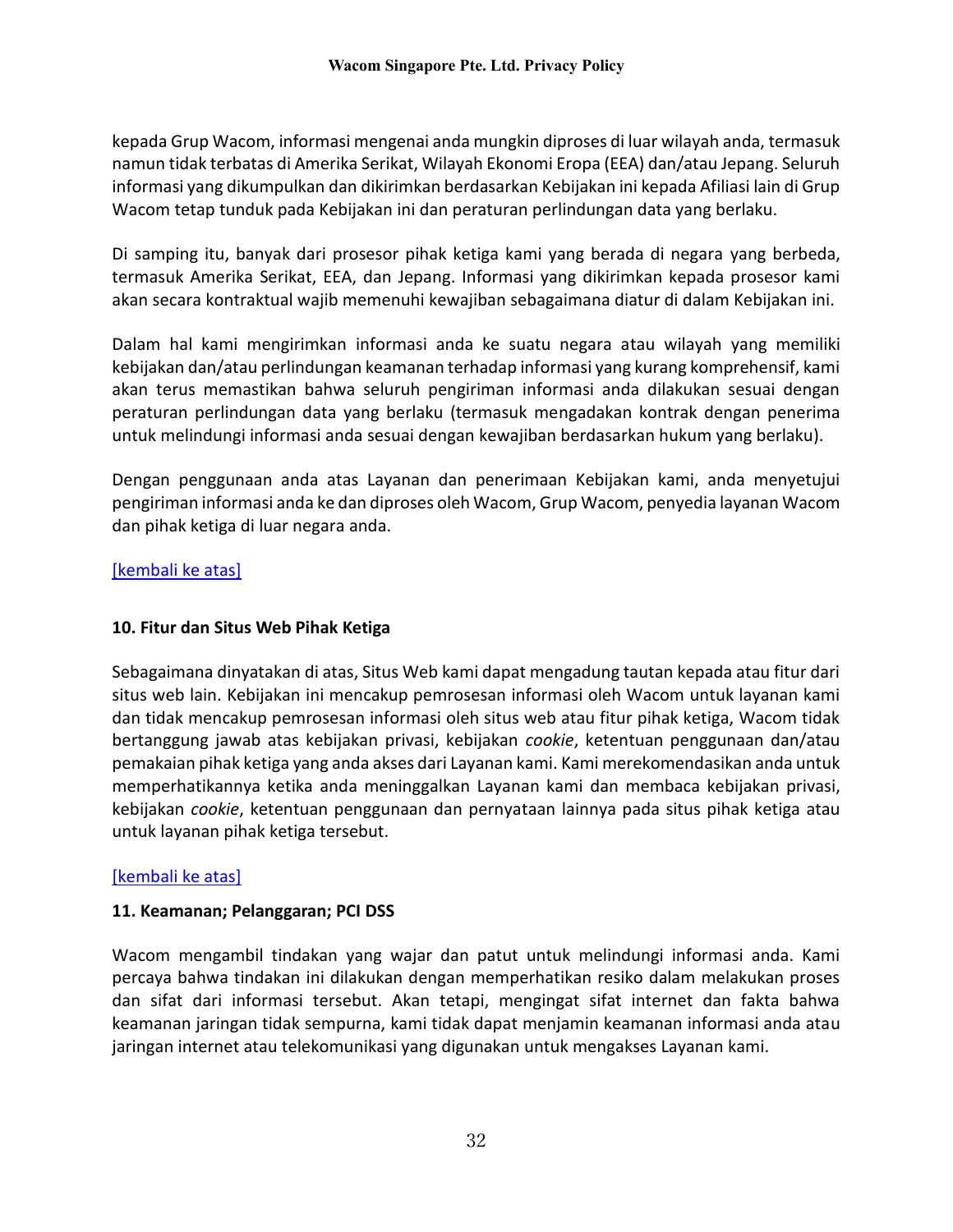kepada Grup Wacom, informasi mengenai anda mungkin diproses di luar wilayah anda, termasuk namun tidak terbatas di Amerika Serikat, Wilayah Ekonomi Eropa (EEA) dan/atau Jepang. Seluruh informasi yang dikumpulkan dan dikirimkan berdasarkan Kebijakan ini kepada Afiliasi lain di Grup Wacom tetap tunduk pada Kebijakan ini dan peraturan perlindungan data yang berlaku.

Di samping itu, banyak dari prosesor pihak ketiga kami yang berada di negara yang berbeda, termasuk Amerika Serikat, EEA, dan Jepang. Informasi yang dikirimkan kepada prosesor kami akan secara kontraktual wajib memenuhi kewajiban sebagaimana diatur di dalam Kebijakan ini.

Dalam hal kami mengirimkan informasi anda ke suatu negara atau wilayah yang memiliki kebijakan dan/atau perlindungan keamanan terhadap informasi yang kurang komprehensif, kami akan terus memastikan bahwa seluruh pengiriman informasi anda dilakukan sesuai dengan peraturan perlindungan data yang berlaku (termasuk mengadakan kontrak dengan penerima untuk melindungi informasi anda sesuai dengan kewajiban berdasarkan hukum yang berlaku).

Dengan penggunaan anda atas Layanan dan penerimaan Kebijakan kami, anda menyetujui pengiriman informasi anda ke dan diproses oleh Wacom, Grup Wacom, penyedia layanan Wacom dan pihak ketiga di luar negara anda.

[kembali ke atas]

**10. Fitur dan Situs Web Pihak Ketiga**

Sebagaimana dinyatakan di atas, Situs Web kami dapat mengadung tautan kepada atau fitur dari situs web lain. Kebijakan ini mencakup pemrosesan informasi oleh Wacom untuk layanan kami dan tidak mencakup pemrosesan informasi oleh situs web atau fitur pihak ketiga, Wacom tidak bertanggung jawab atas kebijakan privasi, kebijakan *cookie*, ketentuan penggunaan dan/atau pemakaian pihak ketiga yang anda akses dari Layanan kami. Kami merekomendasikan anda untuk memperhatikannya ketika anda meninggalkan Layanan kami dan membaca kebijakan privasi, kebijakan *cookie*, ketentuan penggunaan dan pernyataan lainnya pada situs pihak ketiga atau untuk layanan pihak ketiga tersebut.

[kembali ke atas]

**11. Keamanan; Pelanggaran; PCI DSS**

Wacom mengambil tindakan yang wajar dan patut untuk melindungi informasi anda. Kami percaya bahwa tindakan ini dilakukan dengan memperhatikan resiko dalam melakukan proses dan sifat dari informasi tersebut. Akan tetapi, mengingat sifat internet dan fakta bahwa keamanan jaringan tidak sempurna, kami tidak dapat menjamin keamanan informasi anda atau jaringan internet atau telekomunikasi yang digunakan untuk mengakses Layanan kami.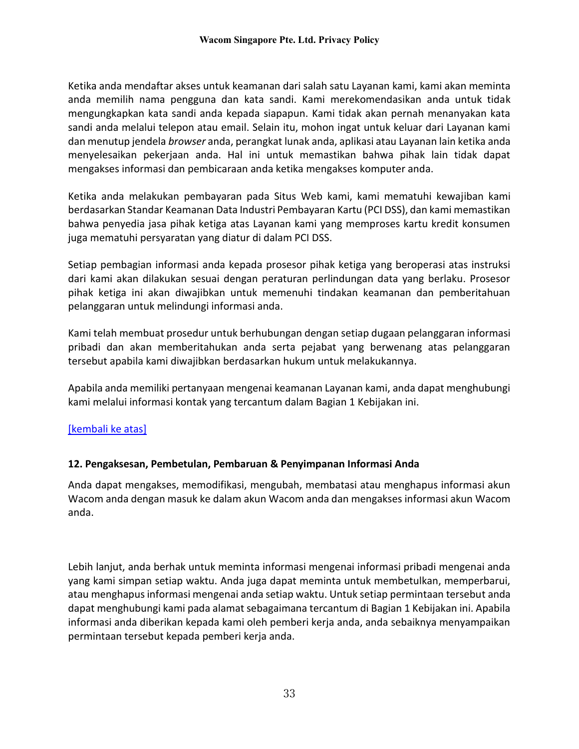Ketika anda mendaftar akses untuk keamanan dari salah satu Layanan kami, kami akan meminta anda memilih nama pengguna dan kata sandi. Kami merekomendasikan anda untuk tidak mengungkapkan kata sandi anda kepada siapapun. Kami tidak akan pernah menanyakan kata sandi anda melalui telepon atau email. Selain itu, mohon ingat untuk keluar dari Layanan kami dan menutup jendela *browser* anda, perangkat lunak anda, aplikasi atau Layanan lain ketika anda menyelesaikan pekerjaan anda. Hal ini untuk memastikan bahwa pihak lain tidak dapat mengakses informasi dan pembicaraan anda ketika mengakses komputer anda.

Ketika anda melakukan pembayaran pada Situs Web kami, kami mematuhi kewajiban kami berdasarkan Standar Keamanan Data Industri Pembayaran Kartu (PCI DSS), dan kami memastikan bahwa penyedia jasa pihak ketiga atas Layanan kami yang memproses kartu kredit konsumen juga mematuhi persyaratan yang diatur di dalam PCI DSS.

Setiap pembagian informasi anda kepada prosesor pihak ketiga yang beroperasi atas instruksi dari kami akan dilakukan sesuai dengan peraturan perlindungan data yang berlaku. Prosesor pihak ketiga ini akan diwajibkan untuk memenuhi tindakan keamanan dan pemberitahuan pelanggaran untuk melindungi informasi anda.

Kami telah membuat prosedur untuk berhubungan dengan setiap dugaan pelanggaran informasi pribadi dan akan memberitahukan anda serta pejabat yang berwenang atas pelanggaran tersebut apabila kami diwajibkan berdasarkan hukum untuk melakukannya.

Apabila anda memiliki pertanyaan mengenai keamanan Layanan kami, anda dapat menghubungi kami melalui informasi kontak yang tercantum dalam Bagian 1 Kebijakan ini.

[kembali ke atas]

**12. Pengaksesan, Pembetulan, Pembaruan & Penyimpanan Informasi Anda**

Anda dapat mengakses, memodifikasi, mengubah, membatasi atau menghapus informasi akun Wacom anda dengan masuk ke dalam akun Wacom anda dan mengakses informasi akun Wacom anda.

Lebih lanjut, anda berhak untuk meminta informasi mengenai informasi pribadi mengenai anda yang kami simpan setiap waktu. Anda juga dapat meminta untuk membetulkan, memperbarui, atau menghapus informasi mengenai anda setiap waktu. Untuk setiap permintaan tersebut anda dapat menghubungi kami pada alamat sebagaimana tercantum di Bagian 1 Kebijakan ini. Apabila informasi anda diberikan kepada kami oleh pemberi kerja anda, anda sebaiknya menyampaikan permintaan tersebut kepada pemberi kerja anda.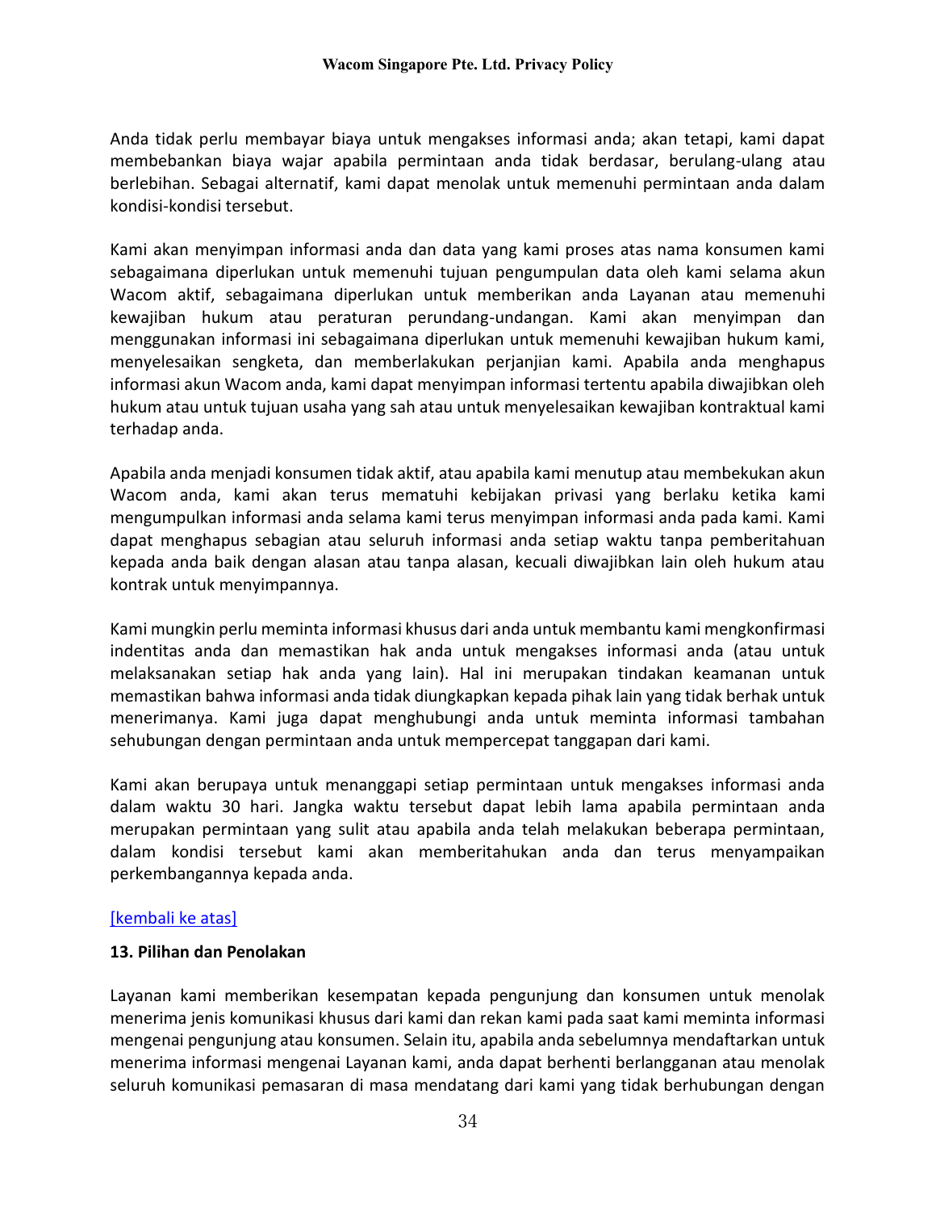Anda tidak perlu membayar biaya untuk mengakses informasi anda; akan tetapi, kami dapat membebankan biaya wajar apabila permintaan anda tidak berdasar, berulang-ulang atau berlebihan. Sebagai alternatif, kami dapat menolak untuk memenuhi permintaan anda dalam kondisi-kondisi tersebut.

Kami akan menyimpan informasi anda dan data yang kami proses atas nama konsumen kami sebagaimana diperlukan untuk memenuhi tujuan pengumpulan data oleh kami selama akun Wacom aktif, sebagaimana diperlukan untuk memberikan anda Layanan atau memenuhi kewajiban hukum atau peraturan perundang-undangan. Kami akan menyimpan dan menggunakan informasi ini sebagaimana diperlukan untuk memenuhi kewajiban hukum kami, menyelesaikan sengketa, dan memberlakukan perjanjian kami. Apabila anda menghapus informasi akun Wacom anda, kami dapat menyimpan informasi tertentu apabila diwajibkan oleh hukum atau untuk tujuan usaha yang sah atau untuk menyelesaikan kewajiban kontraktual kami terhadap anda.

Apabila anda menjadi konsumen tidak aktif, atau apabila kami menutup atau membekukan akun Wacom anda, kami akan terus mematuhi kebijakan privasi yang berlaku ketika kami mengumpulkan informasi anda selama kami terus menyimpan informasi anda pada kami. Kami dapat menghapus sebagian atau seluruh informasi anda setiap waktu tanpa pemberitahuan kepada anda baik dengan alasan atau tanpa alasan, kecuali diwajibkan lain oleh hukum atau kontrak untuk menyimpannya.

Kami mungkin perlu meminta informasi khusus dari anda untuk membantu kami mengkonfirmasi indentitas anda dan memastikan hak anda untuk mengakses informasi anda (atau untuk melaksanakan setiap hak anda yang lain). Hal ini merupakan tindakan keamanan untuk memastikan bahwa informasi anda tidak diungkapkan kepada pihak lain yang tidak berhak untuk menerimanya. Kami juga dapat menghubungi anda untuk meminta informasi tambahan sehubungan dengan permintaan anda untuk mempercepat tanggapan dari kami.

Kami akan berupaya untuk menanggapi setiap permintaan untuk mengakses informasi anda dalam waktu 30 hari. Jangka waktu tersebut dapat lebih lama apabila permintaan anda merupakan permintaan yang sulit atau apabila anda telah melakukan beberapa permintaan, dalam kondisi tersebut kami akan memberitahukan anda dan terus menyampaikan perkembangannya kepada anda.

[kembali ke atas]

**13. Pilihan dan Penolakan**

Layanan kami memberikan kesempatan kepada pengunjung dan konsumen untuk menolak menerima jenis komunikasi khusus dari kami dan rekan kami pada saat kami meminta informasi mengenai pengunjung atau konsumen. Selain itu, apabila anda sebelumnya mendaftarkan untuk menerima informasi mengenai Layanan kami, anda dapat berhenti berlangganan atau menolak seluruh komunikasi pemasaran di masa mendatang dari kami yang tidak berhubungan dengan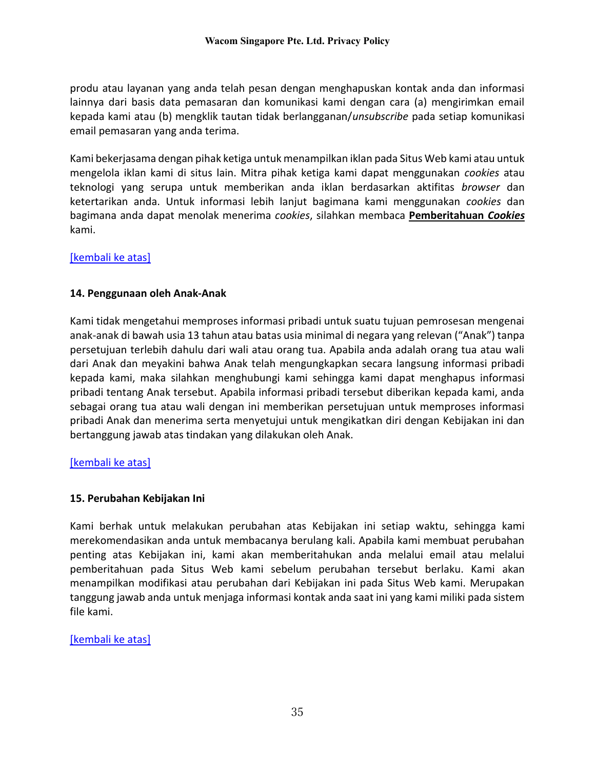produ atau layanan yang anda telah pesan dengan menghapuskan kontak anda dan informasi lainnya dari basis data pemasaran dan komunikasi kami dengan cara (a) mengirimkan email kepada kami atau (b) mengklik tautan tidak berlangganan/*unsubscribe* pada setiap komunikasi email pemasaran yang anda terima.

Kami bekerjasama dengan pihak ketiga untuk menampilkan iklan pada Situs Web kami atau untuk mengelola iklan kami di situs lain. Mitra pihak ketiga kami dapat menggunakan *cookies* atau teknologi yang serupa untuk memberikan anda iklan berdasarkan aktifitas *browser* dan ketertarikan anda. Untuk informasi lebih lanjut bagimana kami menggunakan *cookies* dan bagimana anda dapat menolak menerima *cookies*, silahkan membaca **Pemberitahuan *Cookies*** kami.

[kembali ke atas]

## 14. Penggunaan oleh Anak-Anak

Kami tidak mengetahui memproses informasi pribadi untuk suatu tujuan pemrosesan mengenai anak-anak di bawah usia 13 tahun atau batas usia minimal di negara yang relevan ("Anak") tanpa persetujuan terlebih dahulu dari wali atau orang tua. Apabila anda adalah orang tua atau wali dari Anak dan meyakini bahwa Anak telah mengungkapkan secara langsung informasi pribadi kepada kami, maka silahkan menghubungi kami sehingga kami dapat menghapus informasi pribadi tentang Anak tersebut. Apabila informasi pribadi tersebut diberikan kepada kami, anda sebagai orang tua atau wali dengan ini memberikan persetujuan untuk memproses informasi pribadi Anak dan menerima serta menyetujui untuk mengikatkan diri dengan Kebijakan ini dan bertanggung jawab atas tindakan yang dilakukan oleh Anak.

[kembali ke atas]

## 15. Perubahan Kebijakan Ini

Kami berhak untuk melakukan perubahan atas Kebijakan ini setiap waktu, sehingga kami merekomendasikan anda untuk membacanya berulang kali. Apabila kami membuat perubahan penting atas Kebijakan ini, kami akan memberitahukan anda melalui email atau melalui pemberitahuan pada Situs Web kami sebelum perubahan tersebut berlaku. Kami akan menampilkan modifikasi atau perubahan dari Kebijakan ini pada Situs Web kami. Merupakan tanggung jawab anda untuk menjaga informasi kontak anda saat ini yang kami miliki pada sistem file kami.

[kembali ke atas]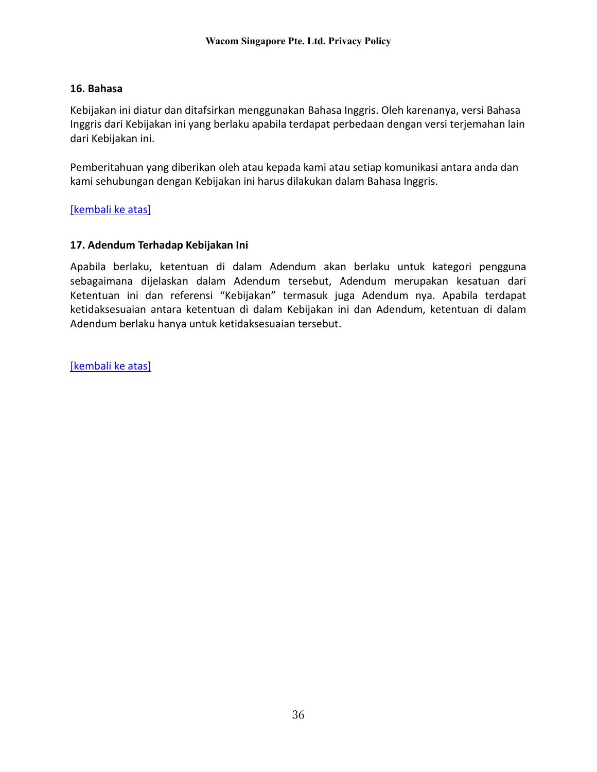## 16. Bahasa

Kebijakan ini diatur dan ditafsirkan menggunakan Bahasa Inggris. Oleh karenanya, versi Bahasa Inggris dari Kebijakan ini yang berlaku apabila terdapat perbedaan dengan versi terjemahan lain dari Kebijakan ini.

Pemberitahuan yang diberikan oleh atau kepada kami atau setiap komunikasi antara anda dan kami sehubungan dengan Kebijakan ini harus dilakukan dalam Bahasa Inggris.

[kembali ke atas]

## 17. Adendum Terhadap Kebijakan Ini

Apabila berlaku, ketentuan di dalam Adendum akan berlaku untuk kategori pengguna sebagaimana dijelaskan dalam Adendum tersebut, Adendum merupakan kesatuan dari Ketentuan ini dan referensi "Kebijakan" termasuk juga Adendum nya. Apabila terdapat ketidaksesuaian antara ketentuan di dalam Kebijakan ini dan Adendum, ketentuan di dalam Adendum berlaku hanya untuk ketidaksesuaian tersebut.

[kembali ke atas]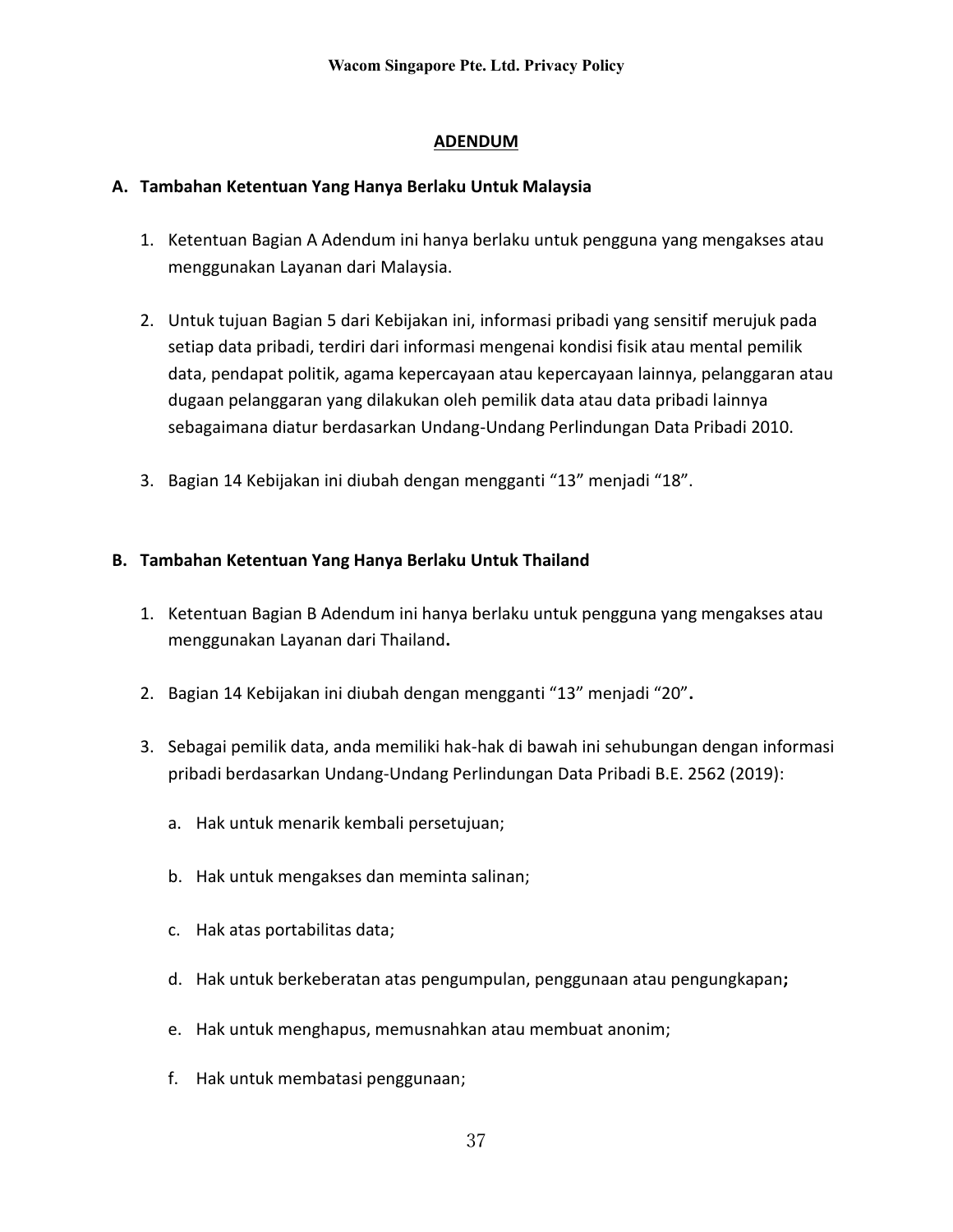## ADENDUM

### A. Tambahan Ketentuan Yang Hanya Berlaku Untuk Malaysia

1. Ketentuan Bagian A Adendum ini hanya berlaku untuk pengguna yang mengakses atau menggunakan Layanan dari Malaysia.

2. Untuk tujuan Bagian 5 dari Kebijakan ini, informasi pribadi yang sensitif merujuk pada setiap data pribadi, terdiri dari informasi mengenai kondisi fisik atau mental pemilik data, pendapat politik, agama kepercayaan atau kepercayaan lainnya, pelanggaran atau dugaan pelanggaran yang dilakukan oleh pemilik data atau data pribadi lainnya sebagaimana diatur berdasarkan Undang-Undang Perlindungan Data Pribadi 2010.

3. Bagian 14 Kebijakan ini diubah dengan mengganti "13" menjadi "18".

### B. Tambahan Ketentuan Yang Hanya Berlaku Untuk Thailand

1. Ketentuan Bagian B Adendum ini hanya berlaku untuk pengguna yang mengakses atau menggunakan Layanan dari Thailand**.**

2. Bagian 14 Kebijakan ini diubah dengan mengganti "13" menjadi "20"**.**

3. Sebagai pemilik data, anda memiliki hak-hak di bawah ini sehubungan dengan informasi pribadi berdasarkan Undang-Undang Perlindungan Data Pribadi B.E. 2562 (2019):

   a. Hak untuk menarik kembali persetujuan;

   b. Hak untuk mengakses dan meminta salinan;

   c. Hak atas portabilitas data;

   d. Hak untuk berkeberatan atas pengumpulan, penggunaan atau pengungkapan**;**

   e. Hak untuk menghapus, memusnahkan atau membuat anonim;

   f. Hak untuk membatasi penggunaan;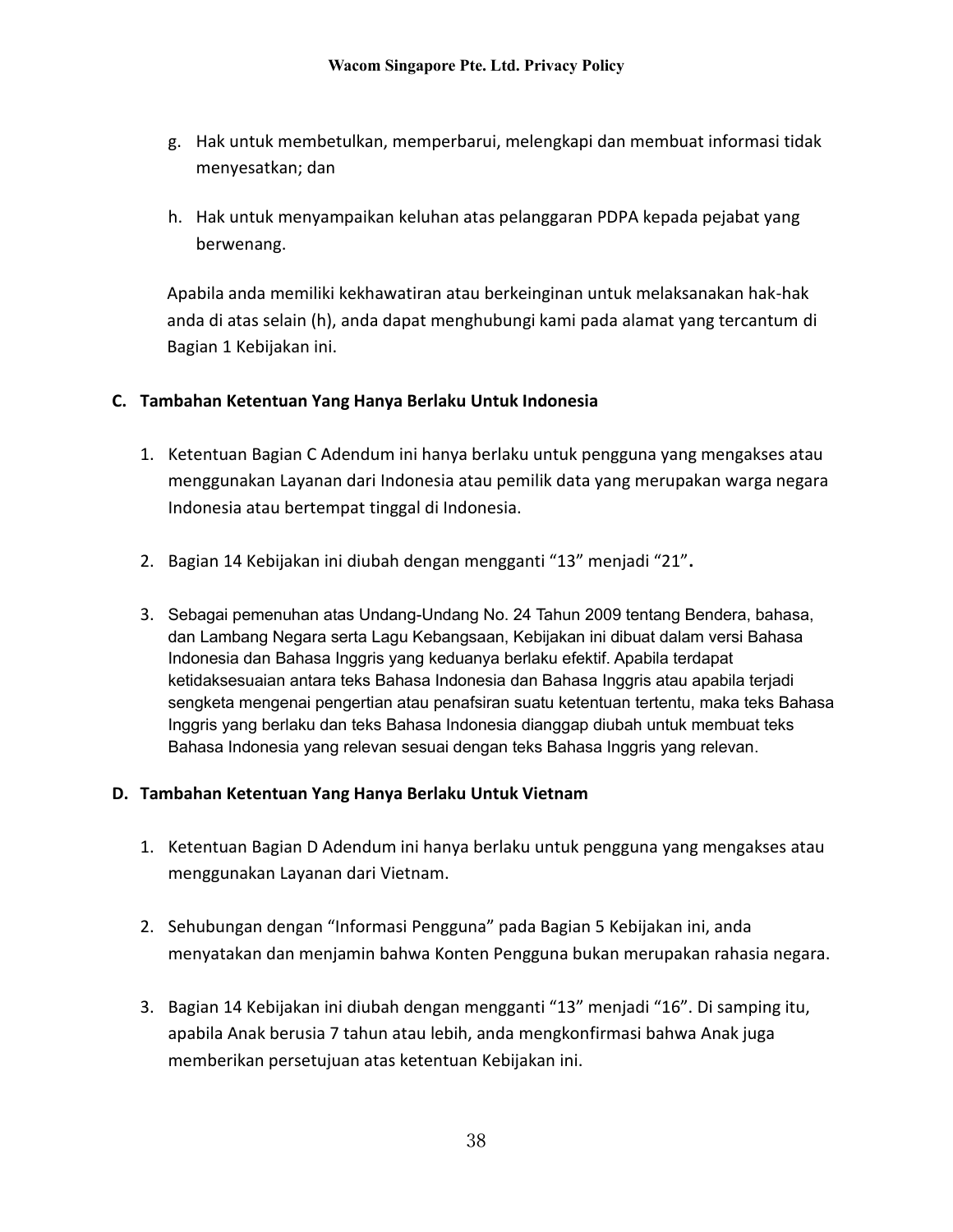g. Hak untuk membetulkan, memperbarui, melengkapi dan membuat informasi tidak menyesatkan; dan

h. Hak untuk menyampaikan keluhan atas pelanggaran PDPA kepada pejabat yang berwenang.

Apabila anda memiliki kekhawatiran atau berkeinginan untuk melaksanakan hak-hak anda di atas selain (h), anda dapat menghubungi kami pada alamat yang tercantum di Bagian 1 Kebijakan ini.

## C. Tambahan Ketentuan Yang Hanya Berlaku Untuk Indonesia

1. Ketentuan Bagian C Adendum ini hanya berlaku untuk pengguna yang mengakses atau menggunakan Layanan dari Indonesia atau pemilik data yang merupakan warga negara Indonesia atau bertempat tinggal di Indonesia.

2. Bagian 14 Kebijakan ini diubah dengan mengganti "13" menjadi "21".

3. Sebagai pemenuhan atas Undang-Undang No. 24 Tahun 2009 tentang Bendera, bahasa, dan Lambang Negara serta Lagu Kebangsaan, Kebijakan ini dibuat dalam versi Bahasa Indonesia dan Bahasa Inggris yang keduanya berlaku efektif. Apabila terdapat ketidaksesuaian antara teks Bahasa Indonesia dan Bahasa Inggris atau apabila terjadi sengketa mengenai pengertian atau penafsiran suatu ketentuan tertentu, maka teks Bahasa Inggris yang berlaku dan teks Bahasa Indonesia dianggap diubah untuk membuat teks Bahasa Indonesia yang relevan sesuai dengan teks Bahasa Inggris yang relevan.

## D. Tambahan Ketentuan Yang Hanya Berlaku Untuk Vietnam

1. Ketentuan Bagian D Adendum ini hanya berlaku untuk pengguna yang mengakses atau menggunakan Layanan dari Vietnam.

2. Sehubungan dengan "Informasi Pengguna" pada Bagian 5 Kebijakan ini, anda menyatakan dan menjamin bahwa Konten Pengguna bukan merupakan rahasia negara.

3. Bagian 14 Kebijakan ini diubah dengan mengganti "13" menjadi "16". Di samping itu, apabila Anak berusia 7 tahun atau lebih, anda mengkonfirmasi bahwa Anak juga memberikan persetujuan atas ketentuan Kebijakan ini.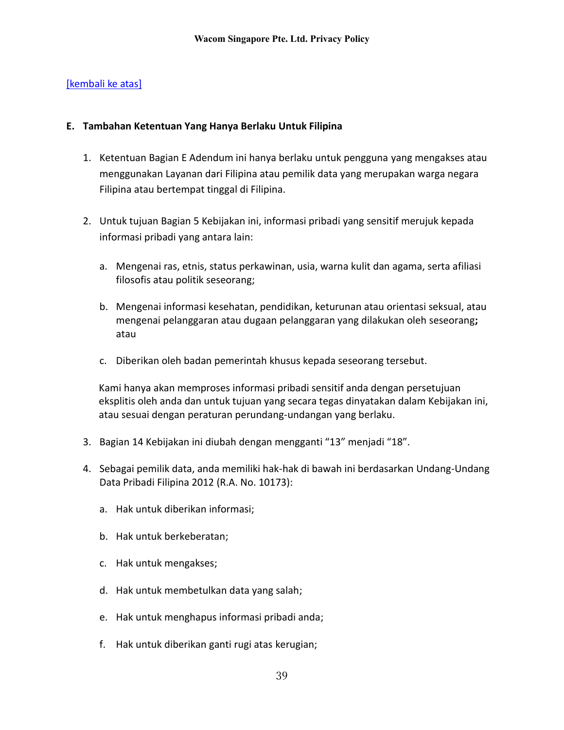[kembali ke atas]

**E. Tambahan Ketentuan Yang Hanya Berlaku Untuk Filipina**

1. Ketentuan Bagian E Adendum ini hanya berlaku untuk pengguna yang mengakses atau menggunakan Layanan dari Filipina atau pemilik data yang merupakan warga negara Filipina atau bertempat tinggal di Filipina.

2. Untuk tujuan Bagian 5 Kebijakan ini, informasi pribadi yang sensitif merujuk kepada informasi pribadi yang antara lain:

   a. Mengenai ras, etnis, status perkawinan, usia, warna kulit dan agama, serta afiliasi filosofis atau politik seseorang;

   b. Mengenai informasi kesehatan, pendidikan, keturunan atau orientasi seksual, atau mengenai pelanggaran atau dugaan pelanggaran yang dilakukan oleh seseorang**;** atau

   c. Diberikan oleh badan pemerintah khusus kepada seseorang tersebut.

   Kami hanya akan memproses informasi pribadi sensitif anda dengan persetujuan eksplitis oleh anda dan untuk tujuan yang secara tegas dinyatakan dalam Kebijakan ini, atau sesuai dengan peraturan perundang-undangan yang berlaku.

3. Bagian 14 Kebijakan ini diubah dengan mengganti “13” menjadi “18”.

4. Sebagai pemilik data, anda memiliki hak-hak di bawah ini berdasarkan Undang-Undang Data Pribadi Filipina 2012 (R.A. No. 10173):

   a. Hak untuk diberikan informasi;

   b. Hak untuk berkeberatan;

   c. Hak untuk mengakses;

   d. Hak untuk membetulkan data yang salah;

   e. Hak untuk menghapus informasi pribadi anda;

   f. Hak untuk diberikan ganti rugi atas kerugian;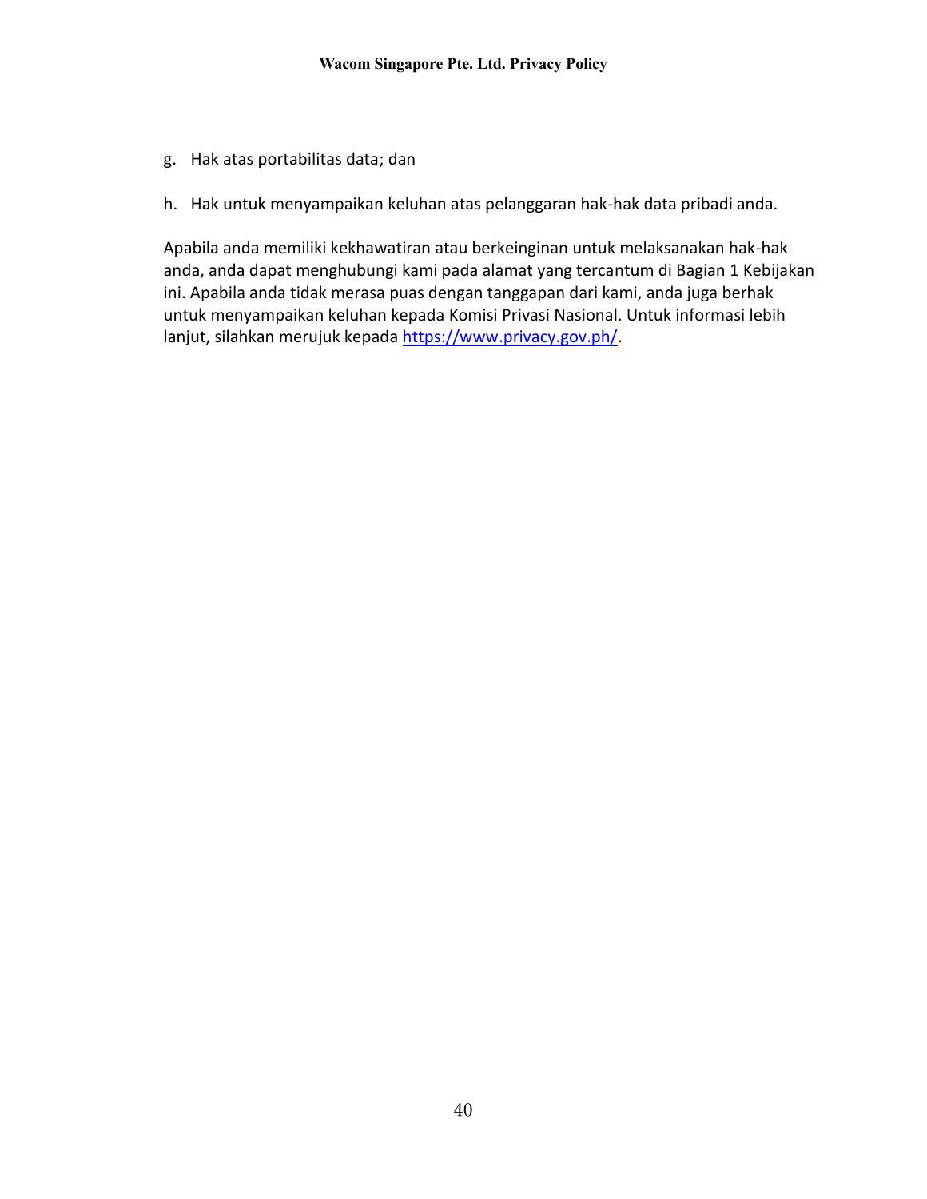g. Hak atas portabilitas data; dan

h. Hak untuk menyampaikan keluhan atas pelanggaran hak-hak data pribadi anda.

Apabila anda memiliki kekhawatiran atau berkeinginan untuk melaksanakan hak-hak anda, anda dapat menghubungi kami pada alamat yang tercantum di Bagian 1 Kebijakan ini. Apabila anda tidak merasa puas dengan tanggapan dari kami, anda juga berhak untuk menyampaikan keluhan kepada Komisi Privasi Nasional. Untuk informasi lebih lanjut, silahkan merujuk kepada https://www.privacy.gov.ph/.